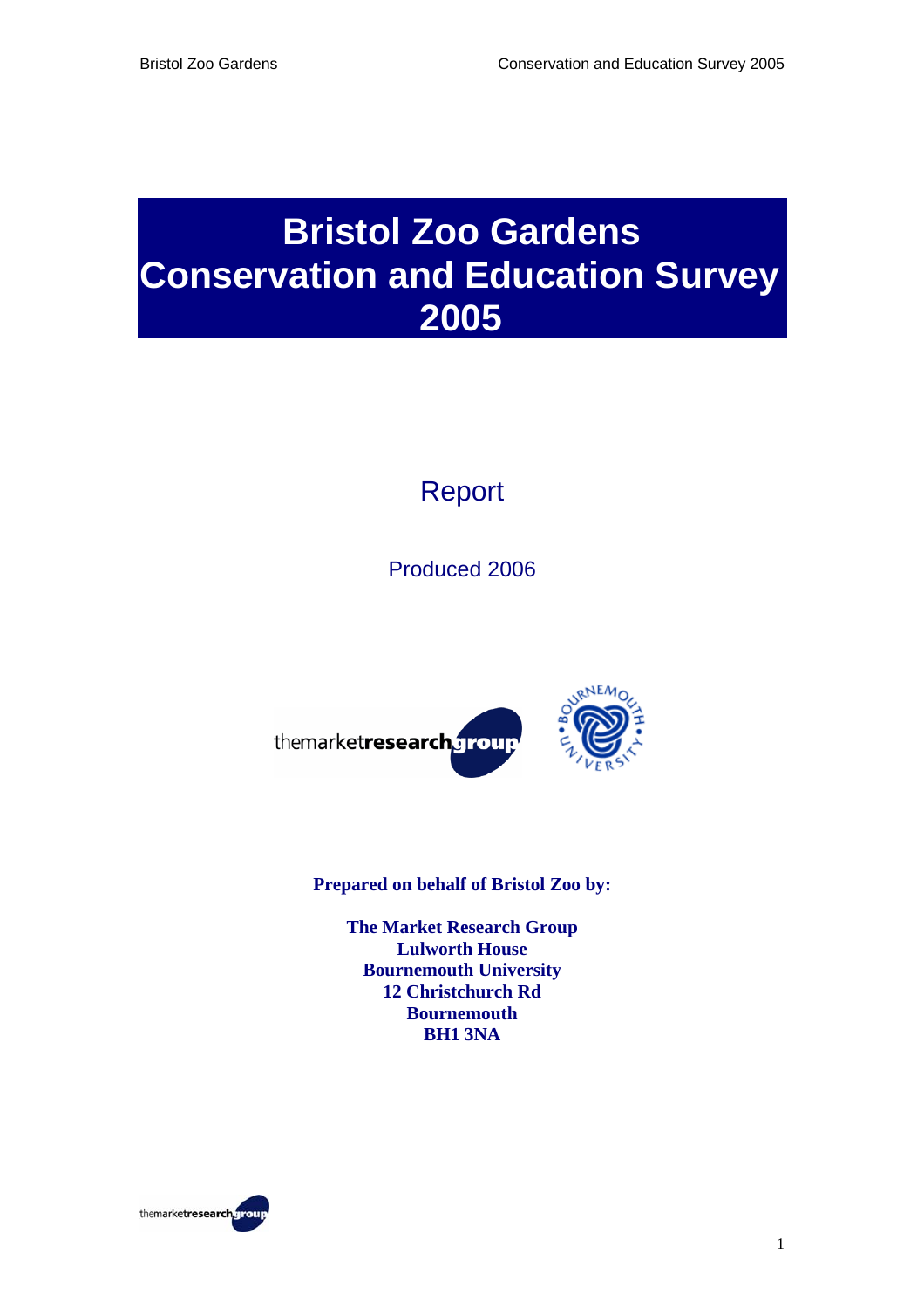# Bristol Zoo Gardens Conservation and Education Survey 2005

## Report

Produced 2006

**Prepared on behalf of Bristol Zoo by:**

**The Market Research Group**
**Lulworth House**
**Bournemouth University**
**12 Christchurch Rd**
**Bournemouth**
**BH1 3NA**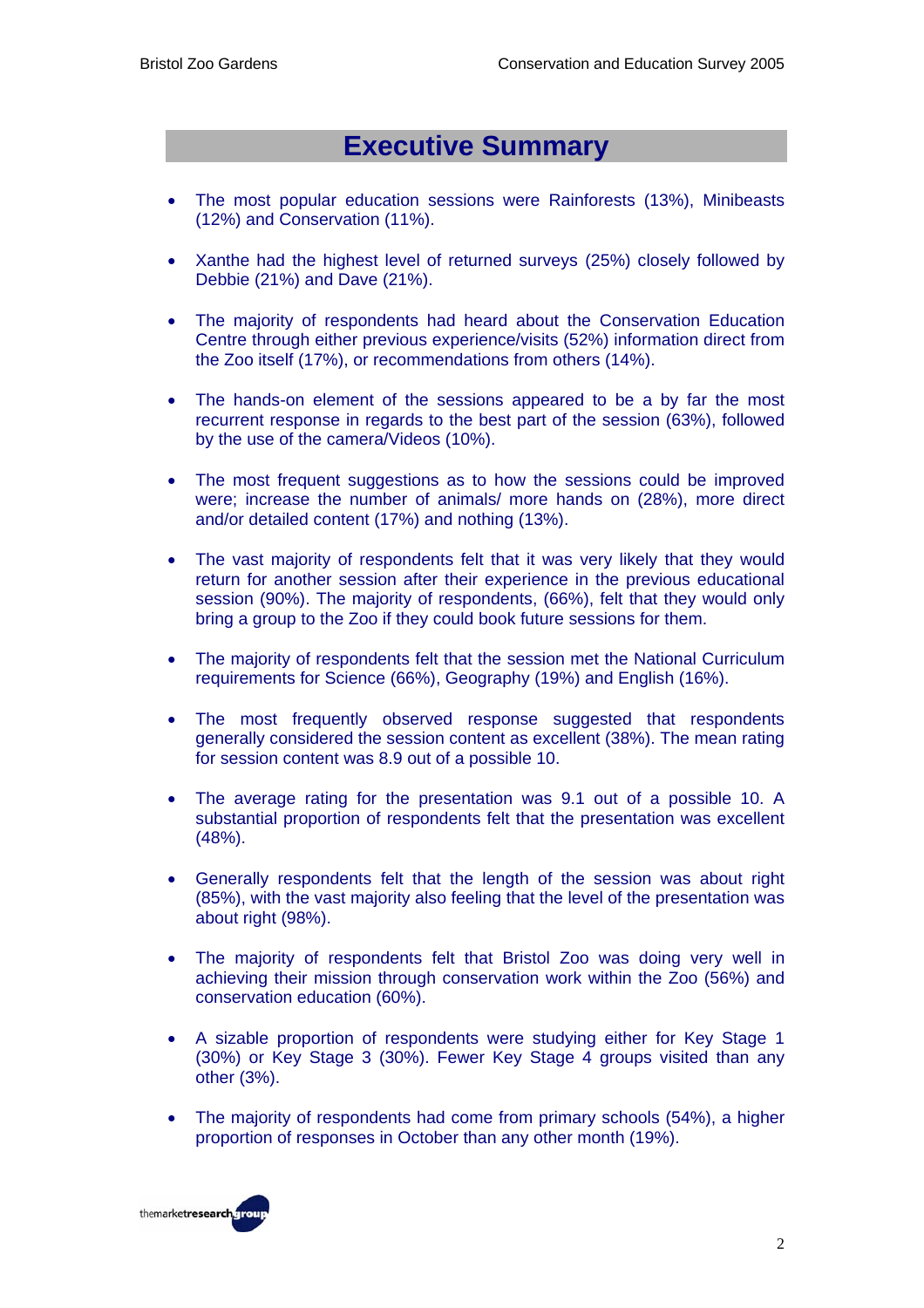# Executive Summary

- The most popular education sessions were Rainforests (13%), Minibeasts (12%) and Conservation (11%).
- Xanthe had the highest level of returned surveys (25%) closely followed by Debbie (21%) and Dave (21%).
- The majority of respondents had heard about the Conservation Education Centre through either previous experience/visits (52%) information direct from the Zoo itself (17%), or recommendations from others (14%).
- The hands-on element of the sessions appeared to be a by far the most recurrent response in regards to the best part of the session (63%), followed by the use of the camera/Videos (10%).
- The most frequent suggestions as to how the sessions could be improved were; increase the number of animals/ more hands on (28%), more direct and/or detailed content (17%) and nothing (13%).
- The vast majority of respondents felt that it was very likely that they would return for another session after their experience in the previous educational session (90%). The majority of respondents, (66%), felt that they would only bring a group to the Zoo if they could book future sessions for them.
- The majority of respondents felt that the session met the National Curriculum requirements for Science (66%), Geography (19%) and English (16%).
- The most frequently observed response suggested that respondents generally considered the session content as excellent (38%). The mean rating for session content was 8.9 out of a possible 10.
- The average rating for the presentation was 9.1 out of a possible 10. A substantial proportion of respondents felt that the presentation was excellent (48%).
- Generally respondents felt that the length of the session was about right (85%), with the vast majority also feeling that the level of the presentation was about right (98%).
- The majority of respondents felt that Bristol Zoo was doing very well in achieving their mission through conservation work within the Zoo (56%) and conservation education (60%).
- A sizable proportion of respondents were studying either for Key Stage 1 (30%) or Key Stage 3 (30%). Fewer Key Stage 4 groups visited than any other (3%).
- The majority of respondents had come from primary schools (54%), a higher proportion of responses in October than any other month (19%).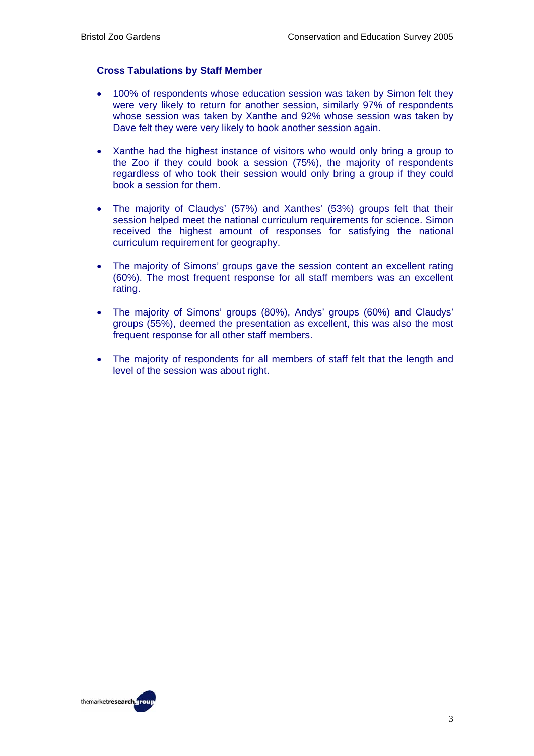### Cross Tabulations by Staff Member

- 100% of respondents whose education session was taken by Simon felt they were very likely to return for another session, similarly 97% of respondents whose session was taken by Xanthe and 92% whose session was taken by Dave felt they were very likely to book another session again.

- Xanthe had the highest instance of visitors who would only bring a group to the Zoo if they could book a session (75%), the majority of respondents regardless of who took their session would only bring a group if they could book a session for them.

- The majority of Claudys' (57%) and Xanthes' (53%) groups felt that their session helped meet the national curriculum requirements for science. Simon received the highest amount of responses for satisfying the national curriculum requirement for geography.

- The majority of Simons' groups gave the session content an excellent rating (60%). The most frequent response for all staff members was an excellent rating.

- The majority of Simons' groups (80%), Andys' groups (60%) and Claudys' groups (55%), deemed the presentation as excellent, this was also the most frequent response for all other staff members.

- The majority of respondents for all members of staff felt that the length and level of the session was about right.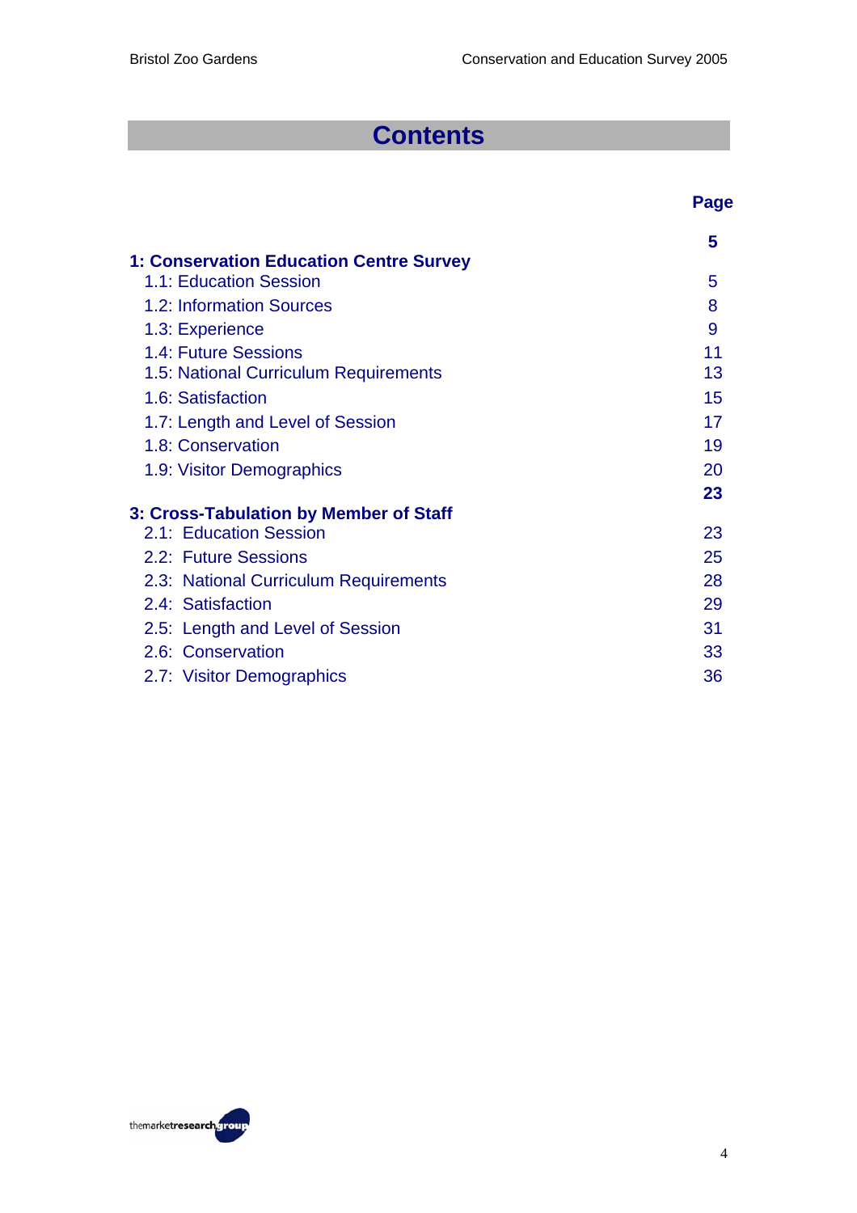# Contents

| | Page |
|---|---|
| **1: Conservation Education Centre Survey** | **5** |
| 1.1: Education Session | 5 |
| 1.2: Information Sources | 8 |
| 1.3: Experience | 9 |
| 1.4: Future Sessions | 11 |
| 1.5: National Curriculum Requirements | 13 |
| 1.6: Satisfaction | 15 |
| 1.7: Length and Level of Session | 17 |
| 1.8: Conservation | 19 |
| 1.9: Visitor Demographics | 20 |
| **3: Cross-Tabulation by Member of Staff** | **23** |
| 2.1: Education Session | 23 |
| 2.2: Future Sessions | 25 |
| 2.3: National Curriculum Requirements | 28 |
| 2.4: Satisfaction | 29 |
| 2.5: Length and Level of Session | 31 |
| 2.6: Conservation | 33 |
| 2.7: Visitor Demographics | 36 |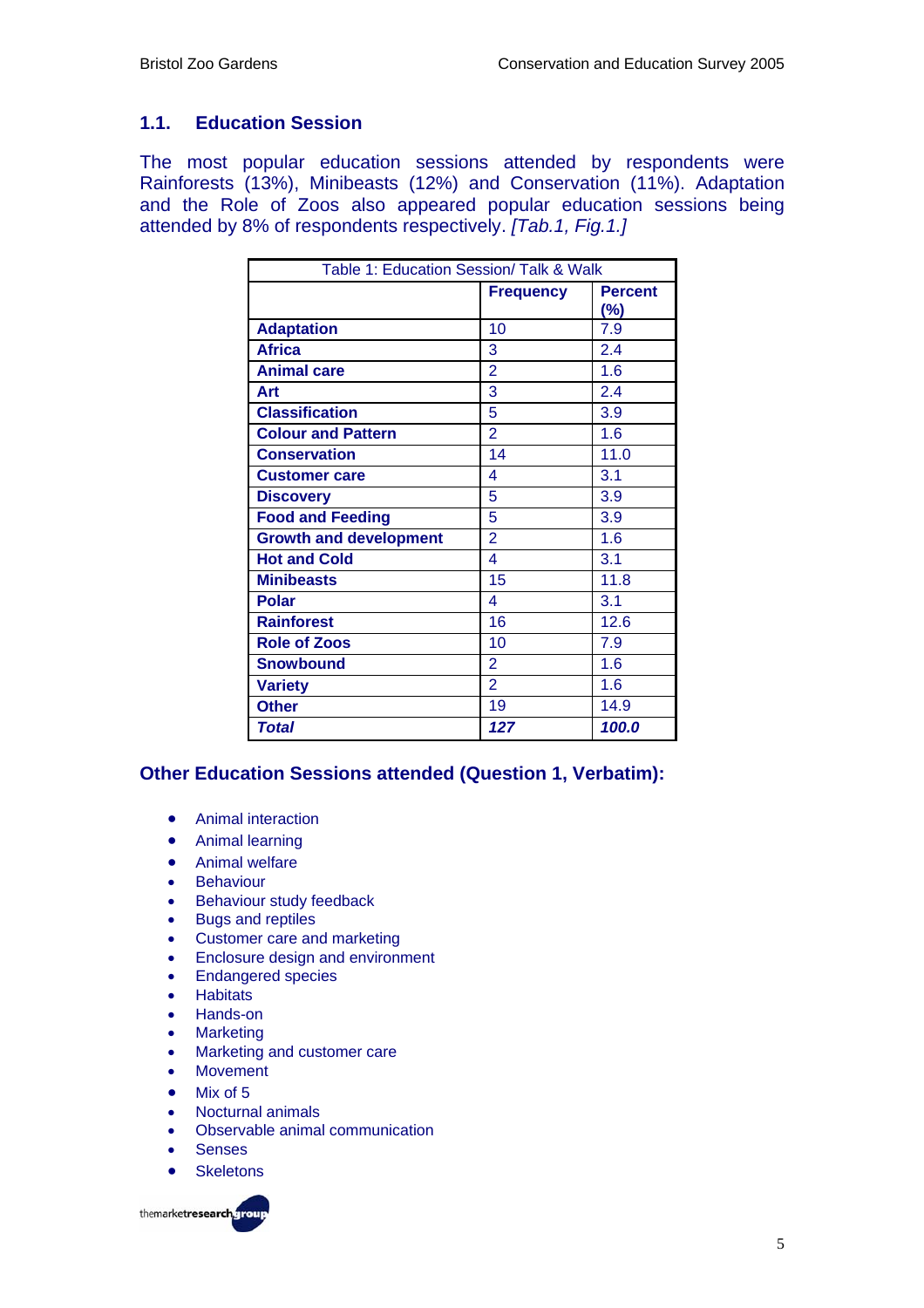## 1.1. Education Session

The most popular education sessions attended by respondents were Rainforests (13%), Minibeasts (12%) and Conservation (11%). Adaptation and the Role of Zoos also appeared popular education sessions being attended by 8% of respondents respectively. *[Tab.1, Fig.1.]*

| Table 1: Education Session/ Talk & Walk | | |
|---|---|---|
| | **Frequency** | **Percent (%)** |
| **Adaptation** | 10 | 7.9 |
| **Africa** | 3 | 2.4 |
| **Animal care** | 2 | 1.6 |
| **Art** | 3 | 2.4 |
| **Classification** | 5 | 3.9 |
| **Colour and Pattern** | 2 | 1.6 |
| **Conservation** | 14 | 11.0 |
| **Customer care** | 4 | 3.1 |
| **Discovery** | 5 | 3.9 |
| **Food and Feeding** | 5 | 3.9 |
| **Growth and development** | 2 | 1.6 |
| **Hot and Cold** | 4 | 3.1 |
| **Minibeasts** | 15 | 11.8 |
| **Polar** | 4 | 3.1 |
| **Rainforest** | 16 | 12.6 |
| **Role of Zoos** | 10 | 7.9 |
| **Snowbound** | 2 | 1.6 |
| **Variety** | 2 | 1.6 |
| **Other** | 19 | 14.9 |
| ***Total*** | ***127*** | ***100.0*** |

### Other Education Sessions attended (Question 1, Verbatim):

- Animal interaction
- Animal learning
- Animal welfare
- Behaviour
- Behaviour study feedback
- Bugs and reptiles
- Customer care and marketing
- Enclosure design and environment
- Endangered species
- Habitats
- Hands-on
- Marketing
- Marketing and customer care
- Movement
- Mix of 5
- Nocturnal animals
- Observable animal communication
- Senses
- Skeletons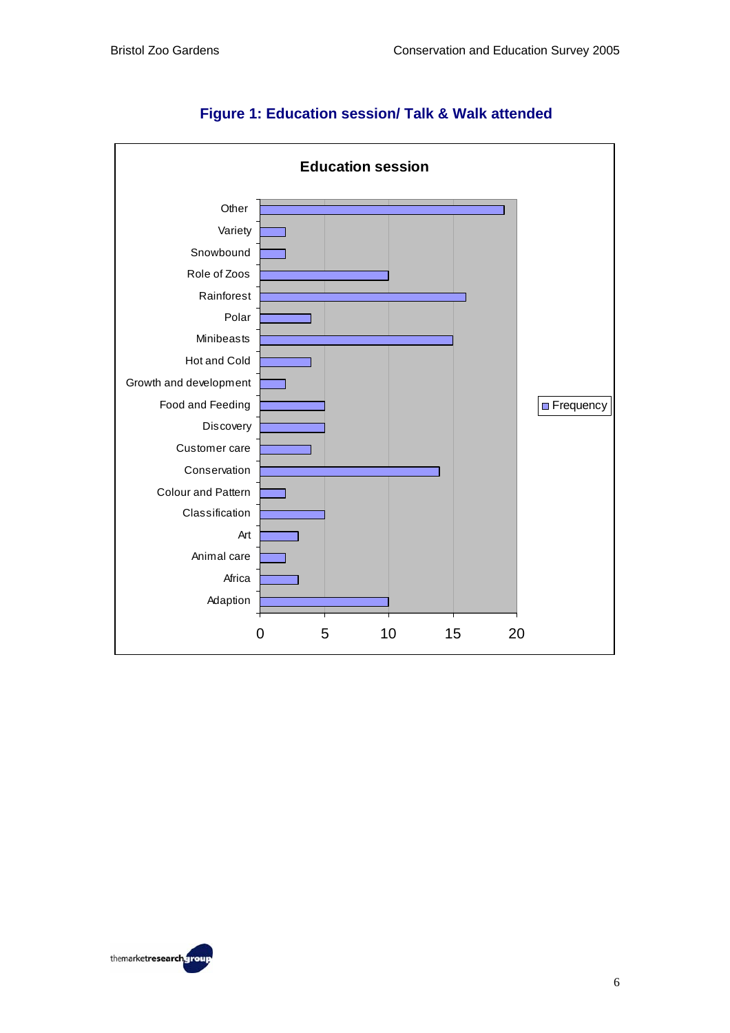### Figure 1: Education session/ Talk & Walk attended

**Education session**

| Education session | Frequency |
|---|---|
| Other | 19 |
| Variety | 2 |
| Snowbound | 2 |
| Role of Zoos | 10 |
| Rainforest | 16 |
| Polar | 4 |
| Minibeasts | 15 |
| Hot and Cold | 4 |
| Growth and development | 2 |
| Food and Feeding | 5 |
| Discovery | 5 |
| Customer care | 4 |
| Conservation | 14 |
| Colour and Pattern | 2 |
| Classification | 5 |
| Art | 3 |
| Animal care | 2 |
| Africa | 3 |
| Adaption | 10 |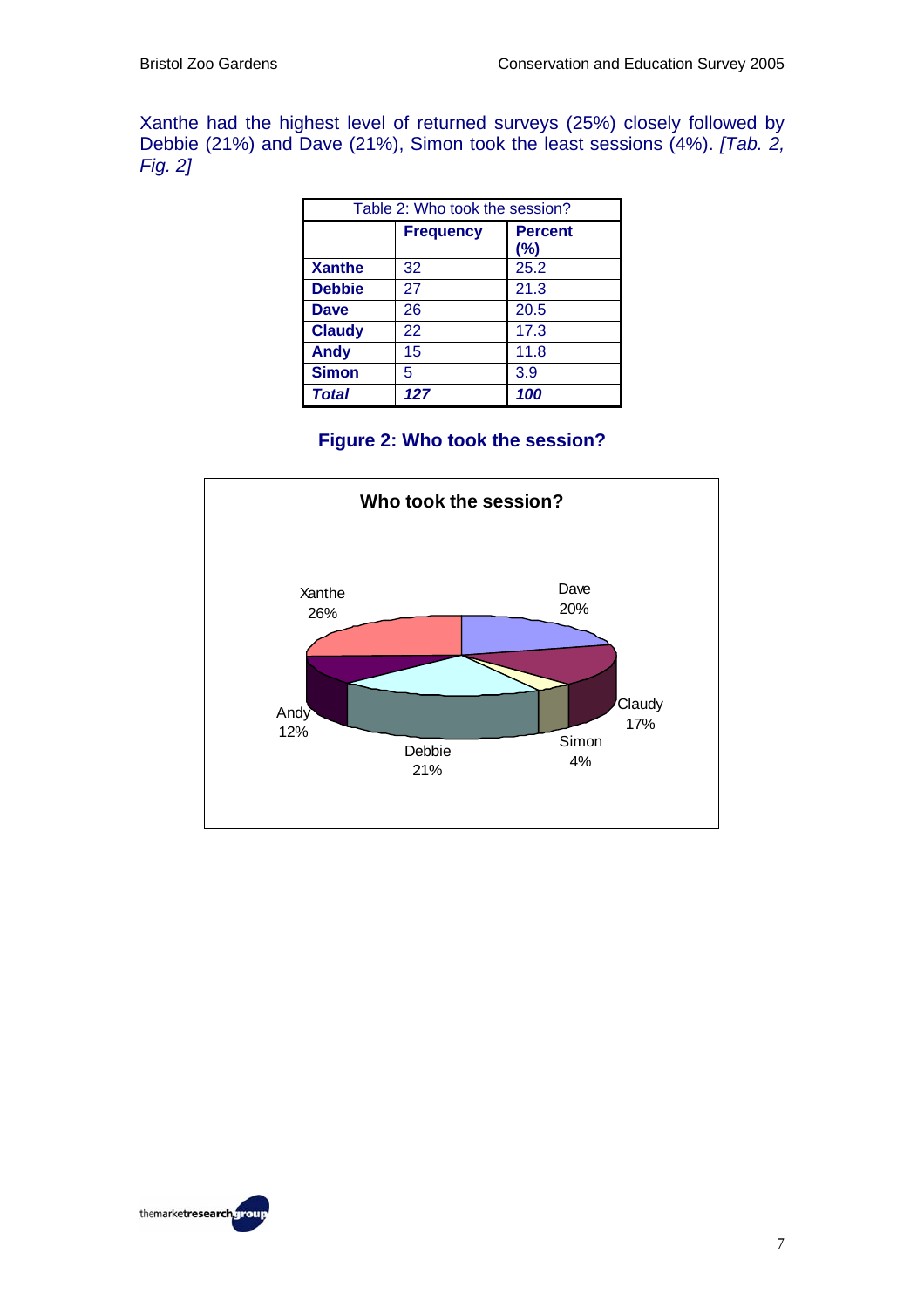Xanthe had the highest level of returned surveys (25%) closely followed by Debbie (21%) and Dave (21%), Simon took the least sessions (4%). *[Tab. 2, Fig. 2]*

Table 2: Who took the session?

| | Frequency | Percent (%) |
|---|---|---|
| **Xanthe** | 32 | 25.2 |
| **Debbie** | 27 | 21.3 |
| **Dave** | 26 | 20.5 |
| **Claudy** | 22 | 17.3 |
| **Andy** | 15 | 11.8 |
| **Simon** | 5 | 3.9 |
| ***Total*** | ***127*** | ***100*** |

**Figure 2: Who took the session?**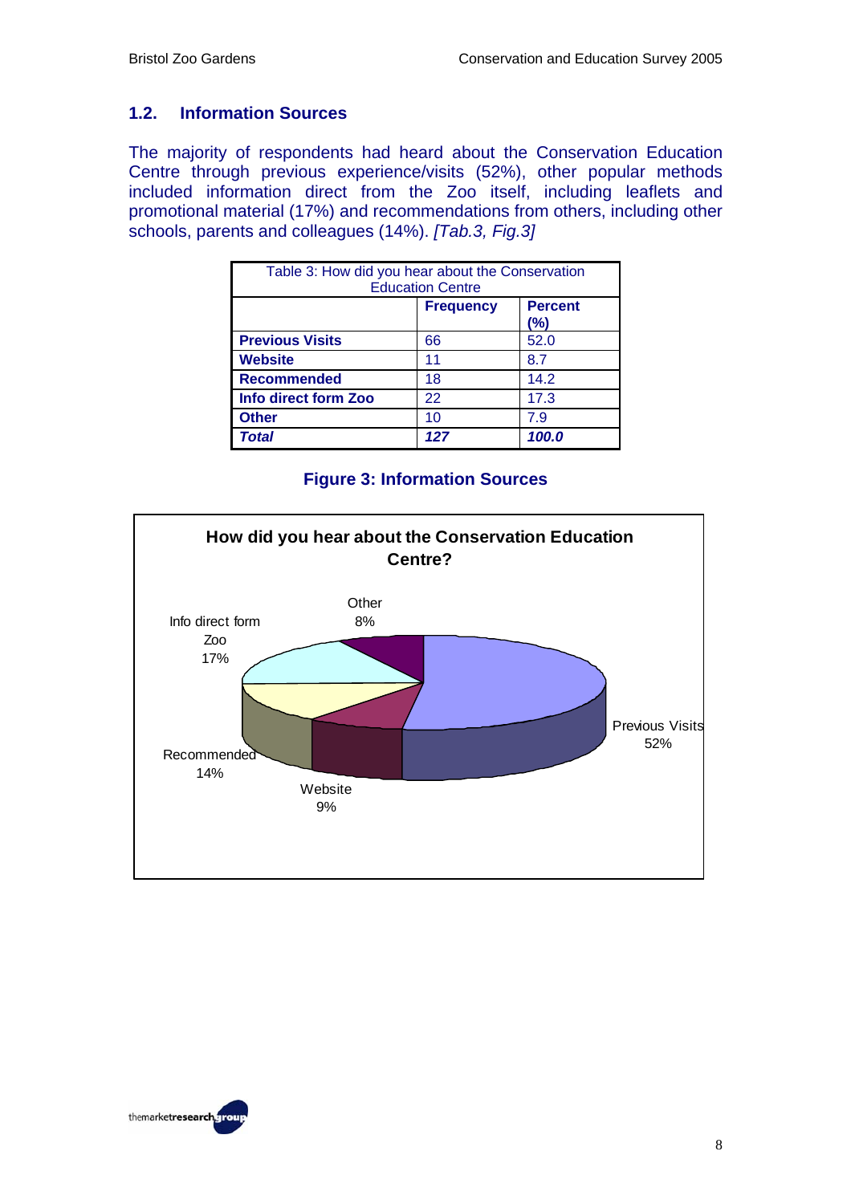## 1.2. Information Sources

The majority of respondents had heard about the Conservation Education Centre through previous experience/visits (52%), other popular methods included information direct from the Zoo itself, including leaflets and promotional material (17%) and recommendations from others, including other schools, parents and colleagues (14%). *[Tab.3, Fig.3]*

| Table 3: How did you hear about the Conservation Education Centre | | |
|---|---|---|
| | **Frequency** | **Percent (%)** |
| **Previous Visits** | 66 | 52.0 |
| **Website** | 11 | 8.7 |
| **Recommended** | 18 | 14.2 |
| **Info direct form Zoo** | 22 | 17.3 |
| **Other** | 10 | 7.9 |
| ***Total*** | ***127*** | ***100.0*** |

**Figure 3: Information Sources**

**How did you hear about the Conservation Education Centre?**

Previous Visits 52%
Website 9%
Recommended 14%
Info direct form Zoo 17%
Other 8%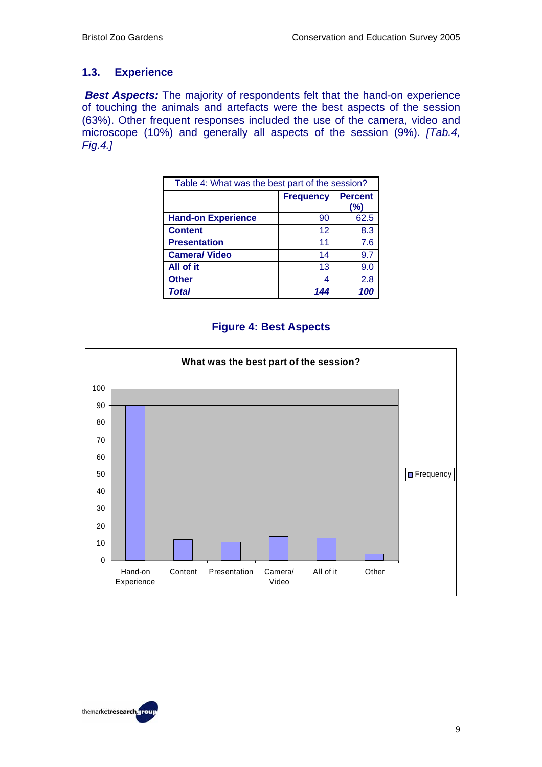## 1.3. Experience

***Best Aspects:*** The majority of respondents felt that the hand-on experience of touching the animals and artefacts were the best aspects of the session (63%). Other frequent responses included the use of the camera, video and microscope (10%) and generally all aspects of the session (9%). *[Tab.4, Fig.4.]*

| Table 4: What was the best part of the session? | | |
|---|---|---|
| | **Frequency** | **Percent (%)** |
| **Hand-on Experience** | 90 | 62.5 |
| **Content** | 12 | 8.3 |
| **Presentation** | 11 | 7.6 |
| **Camera/ Video** | 14 | 9.7 |
| **All of it** | 13 | 9.0 |
| **Other** | 4 | 2.8 |
| ***Total*** | ***144*** | ***100*** |

**Figure 4: Best Aspects**

**What was the best part of the session?**

| | Frequency |
|---|---|
| Hand-on Experience | 90 |
| Content | 12 |
| Presentation | 11 |
| Camera/ Video | 14 |
| All of it | 13 |
| Other | 4 |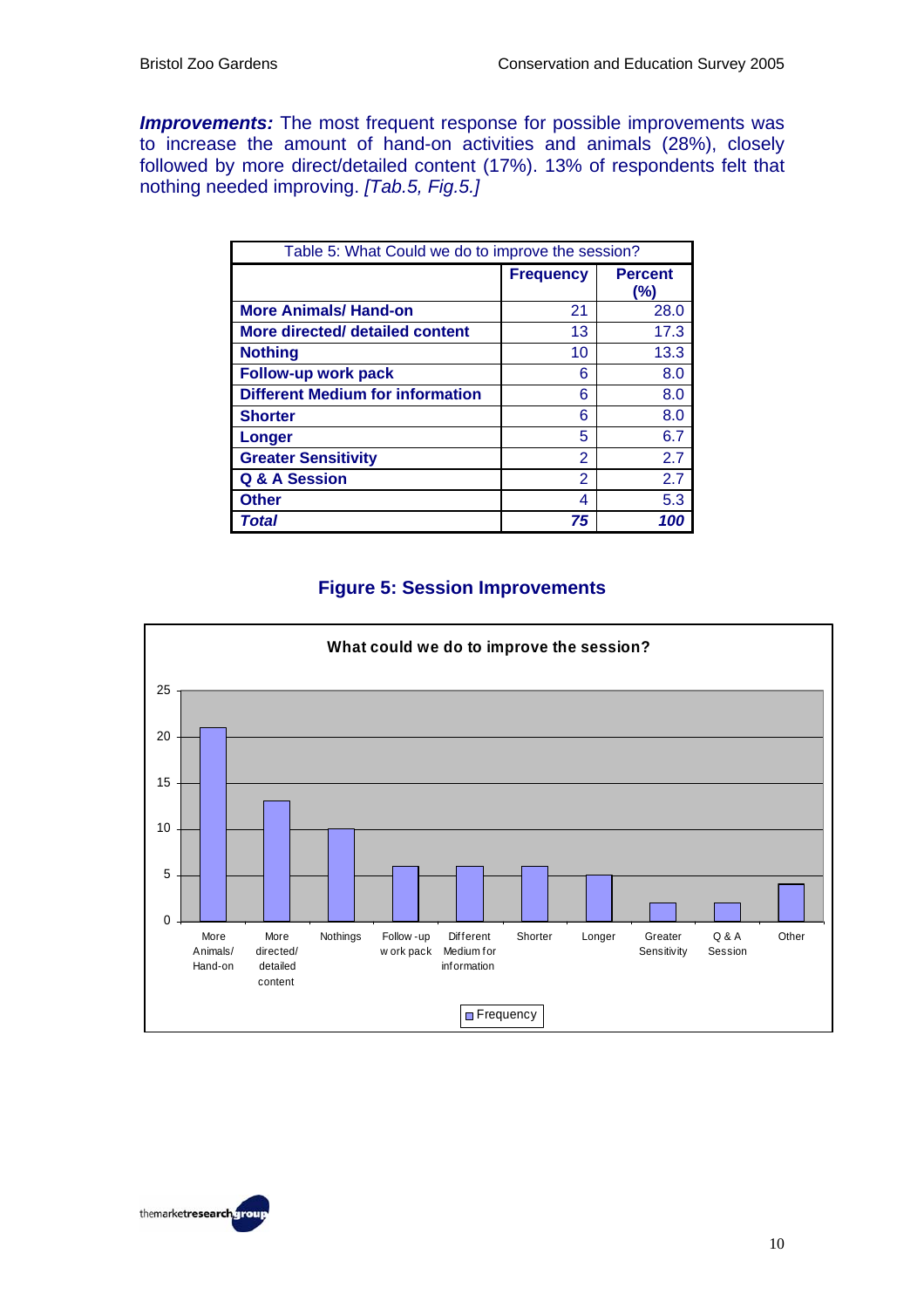***Improvements:*** The most frequent response for possible improvements was to increase the amount of hand-on activities and animals (28%), closely followed by more direct/detailed content (17%). 13% of respondents felt that nothing needed improving. *[Tab.5, Fig.5.]*

| Table 5: What Could we do to improve the session? | | |
|---|---|---|
| | **Frequency** | **Percent (%)** |
| **More Animals/ Hand-on** | 21 | 28.0 |
| **More directed/ detailed content** | 13 | 17.3 |
| **Nothing** | 10 | 13.3 |
| **Follow-up work pack** | 6 | 8.0 |
| **Different Medium for information** | 6 | 8.0 |
| **Shorter** | 6 | 8.0 |
| **Longer** | 5 | 6.7 |
| **Greater Sensitivity** | 2 | 2.7 |
| **Q & A Session** | 2 | 2.7 |
| **Other** | 4 | 5.3 |
| ***Total*** | ***75*** | ***100*** |

### Figure 5: Session Improvements

**What could we do to improve the session?**

| | Frequency |
|---|---|
| More Animals/ Hand-on | 21 |
| More directed/ detailed content | 13 |
| Nothings | 10 |
| Follow-up work pack | 6 |
| Different Medium for information | 6 |
| Shorter | 6 |
| Longer | 5 |
| Greater Sensitivity | 2 |
| Q & A Session | 2 |
| Other | 4 |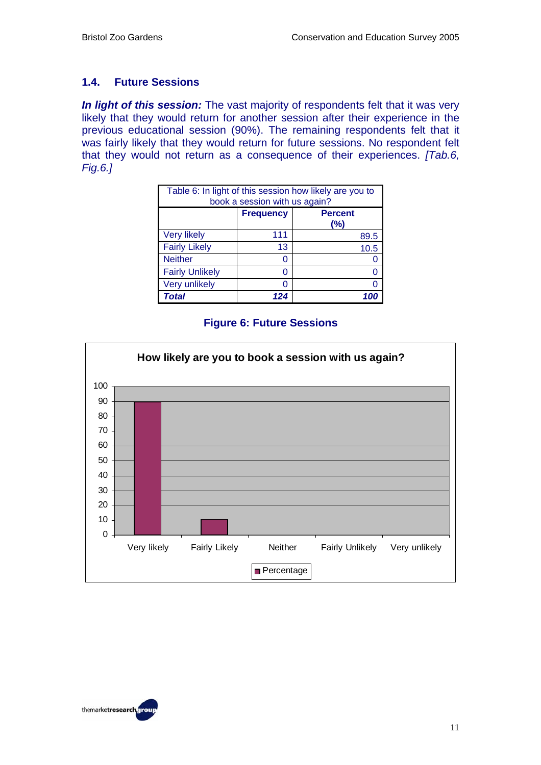## 1.4. Future Sessions

***In light of this session:*** The vast majority of respondents felt that it was very likely that they would return for another session after their experience in the previous educational session (90%). The remaining respondents felt that it was fairly likely that they would return for future sessions. No respondent felt that they would not return as a consequence of their experiences. *[Tab.6, Fig.6.]*

| Table 6: In light of this session how likely are you to book a session with us again? | | |
|---|---|---|
| | **Frequency** | **Percent (%)** |
| Very likely | 111 | 89.5 |
| Fairly Likely | 13 | 10.5 |
| Neither | 0 | 0 |
| Fairly Unlikely | 0 | 0 |
| Very unlikely | 0 | 0 |
| ***Total*** | ***124*** | ***100*** |

**Figure 6: Future Sessions**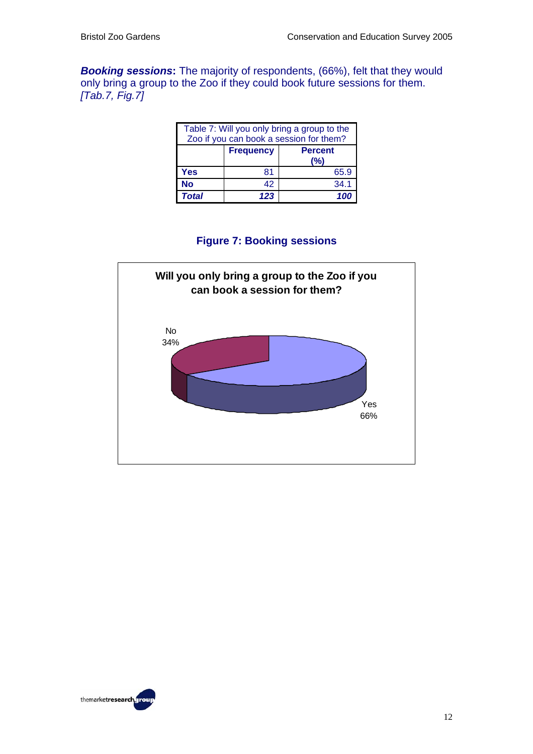***Booking sessions*:** The majority of respondents, (66%), felt that they would only bring a group to the Zoo if they could book future sessions for them. *[Tab.7, Fig.7]*

Table 7: Will you only bring a group to the Zoo if you can book a session for them?

| | Frequency | Percent (%) |
|---|---|---|
| **Yes** | 81 | 65.9 |
| **No** | 42 | 34.1 |
| ***Total*** | ***123*** | ***100*** |

**Figure 7: Booking sessions**

**Will you only bring a group to the Zoo if you can book a session for them?**

No 34%

Yes 66%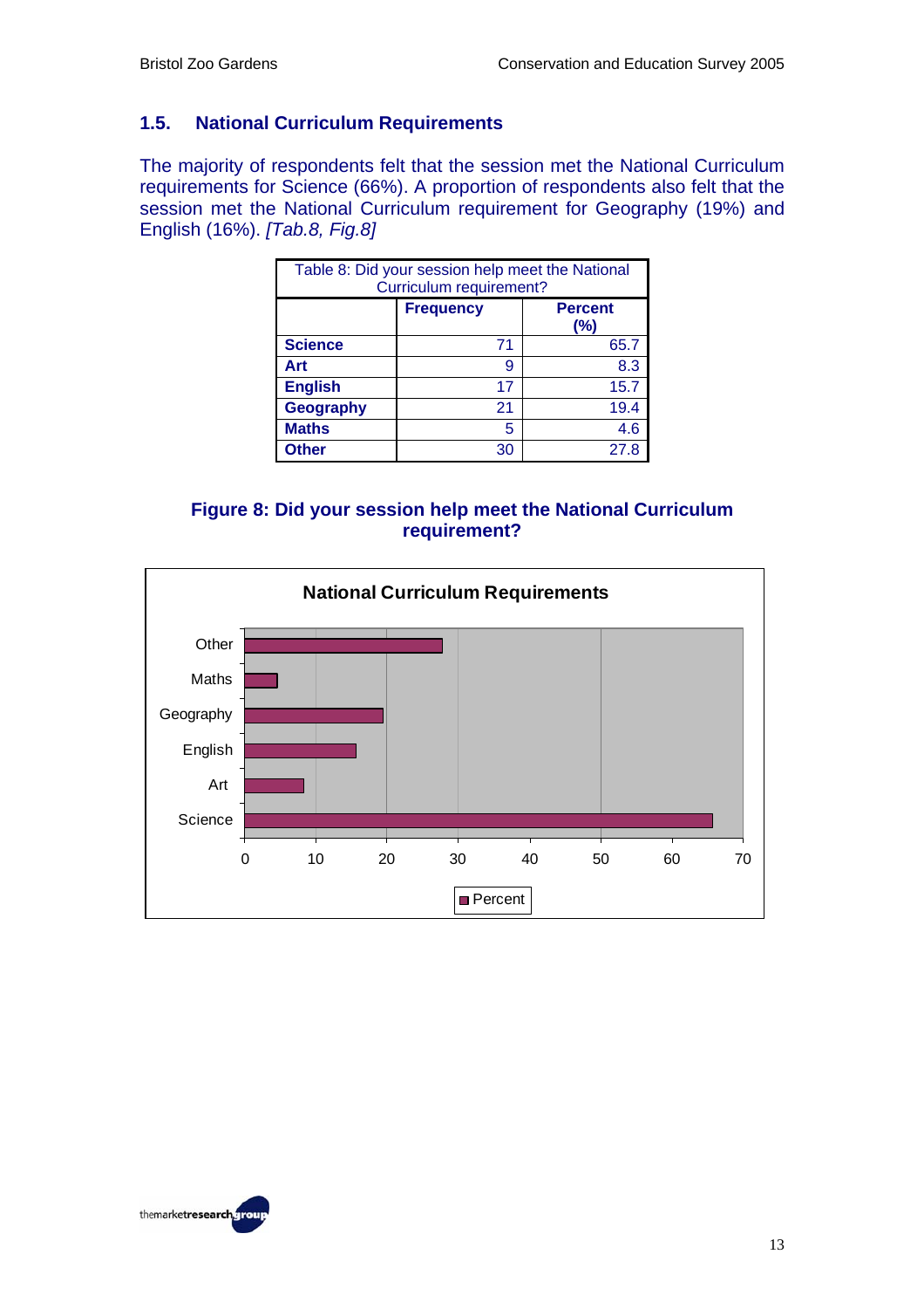## 1.5. National Curriculum Requirements

The majority of respondents felt that the session met the National Curriculum requirements for Science (66%). A proportion of respondents also felt that the session met the National Curriculum requirement for Geography (19%) and English (16%). *[Tab.8, Fig.8]*

| Table 8: Did your session help meet the National Curriculum requirement? | | |
|---|---|---|
| | **Frequency** | **Percent (%)** |
| **Science** | 71 | 65.7 |
| **Art** | 9 | 8.3 |
| **English** | 17 | 15.7 |
| **Geography** | 21 | 19.4 |
| **Maths** | 5 | 4.6 |
| **Other** | 30 | 27.8 |

**Figure 8: Did your session help meet the National Curriculum requirement?**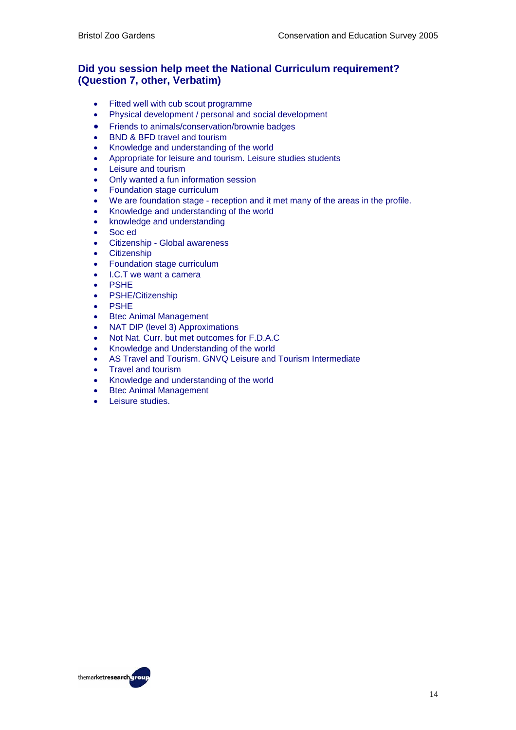### Did you session help meet the National Curriculum requirement? (Question 7, other, Verbatim)

- Fitted well with cub scout programme
- Physical development / personal and social development
- Friends to animals/conservation/brownie badges
- BND & BFD travel and tourism
- Knowledge and understanding of the world
- Appropriate for leisure and tourism. Leisure studies students
- Leisure and tourism
- Only wanted a fun information session
- Foundation stage curriculum
- We are foundation stage - reception and it met many of the areas in the profile.
- Knowledge and understanding of the world
- knowledge and understanding
- Soc ed
- Citizenship - Global awareness
- Citizenship
- Foundation stage curriculum
- I.C.T we want a camera
- PSHE
- PSHE/Citizenship
- PSHE
- Btec Animal Management
- NAT DIP (level 3) Approximations
- Not Nat. Curr. but met outcomes for F.D.A.C
- Knowledge and Understanding of the world
- AS Travel and Tourism. GNVQ Leisure and Tourism Intermediate
- Travel and tourism
- Knowledge and understanding of the world
- Btec Animal Management
- Leisure studies.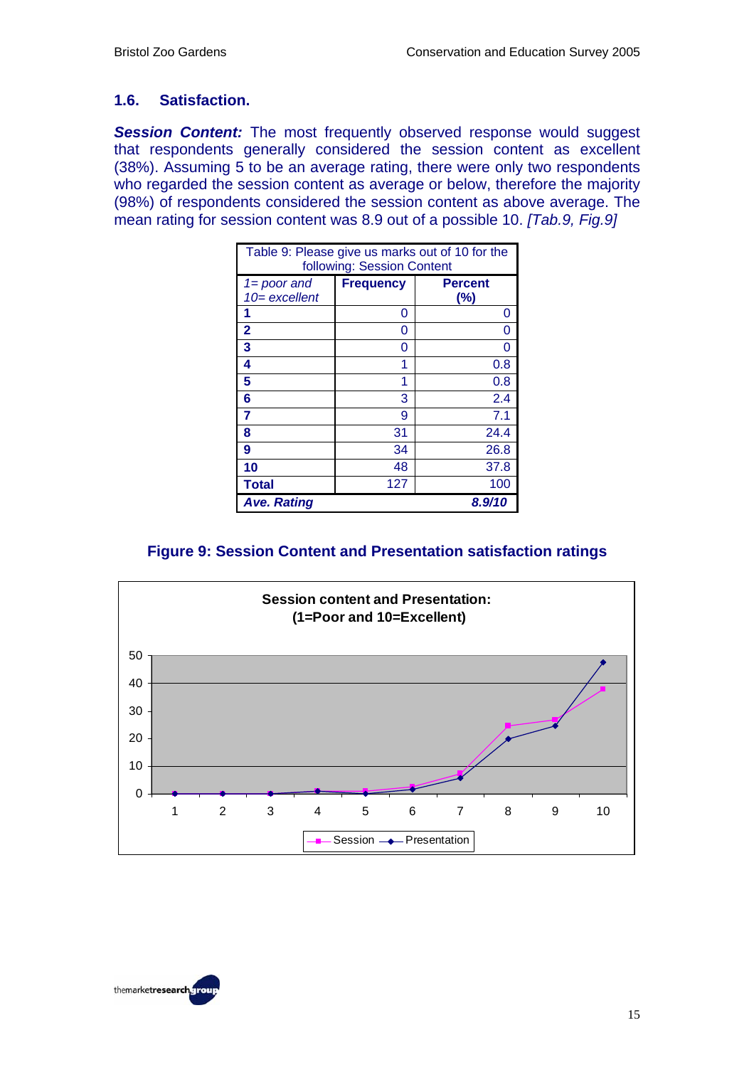## 1.6. Satisfaction.

***Session Content:*** The most frequently observed response would suggest that respondents generally considered the session content as excellent (38%). Assuming 5 to be an average rating, there were only two respondents who regarded the session content as average or below, therefore the majority (98%) of respondents considered the session content as above average. The mean rating for session content was 8.9 out of a possible 10. *[Tab.9, Fig.9]*

| Table 9: Please give us marks out of 10 for the following: Session Content | | |
|---|---|---|
| *1= poor and 10= excellent* | **Frequency** | **Percent (%)** |
| **1** | 0 | 0 |
| **2** | 0 | 0 |
| **3** | 0 | 0 |
| **4** | 1 | 0.8 |
| **5** | 1 | 0.8 |
| **6** | 3 | 2.4 |
| **7** | 9 | 7.1 |
| **8** | 31 | 24.4 |
| **9** | 34 | 26.8 |
| **10** | 48 | 37.8 |
| **Total** | 127 | 100 |
| ***Ave. Rating*** | | ***8.9/10*** |

**Figure 9: Session Content and Presentation satisfaction ratings**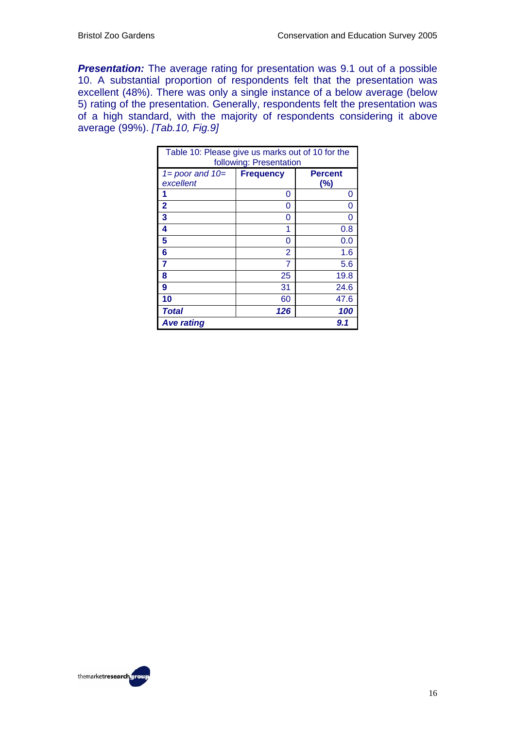***Presentation:*** The average rating for presentation was 9.1 out of a possible 10. A substantial proportion of respondents felt that the presentation was excellent (48%). There was only a single instance of a below average (below 5) rating of the presentation. Generally, respondents felt the presentation was of a high standard, with the majority of respondents considering it above average (99%). *[Tab.10, Fig.9]*

| Table 10: Please give us marks out of 10 for the following: Presentation | | |
|---|---|---|
| *1= poor and 10= excellent* | **Frequency** | **Percent (%)** |
| **1** | 0 | 0 |
| **2** | 0 | 0 |
| **3** | 0 | 0 |
| **4** | 1 | 0.8 |
| **5** | 0 | 0.0 |
| **6** | 2 | 1.6 |
| **7** | 7 | 5.6 |
| **8** | 25 | 19.8 |
| **9** | 31 | 24.6 |
| **10** | 60 | 47.6 |
| ***Total*** | ***126*** | ***100*** |
| ***Ave rating*** | | ***9.1*** |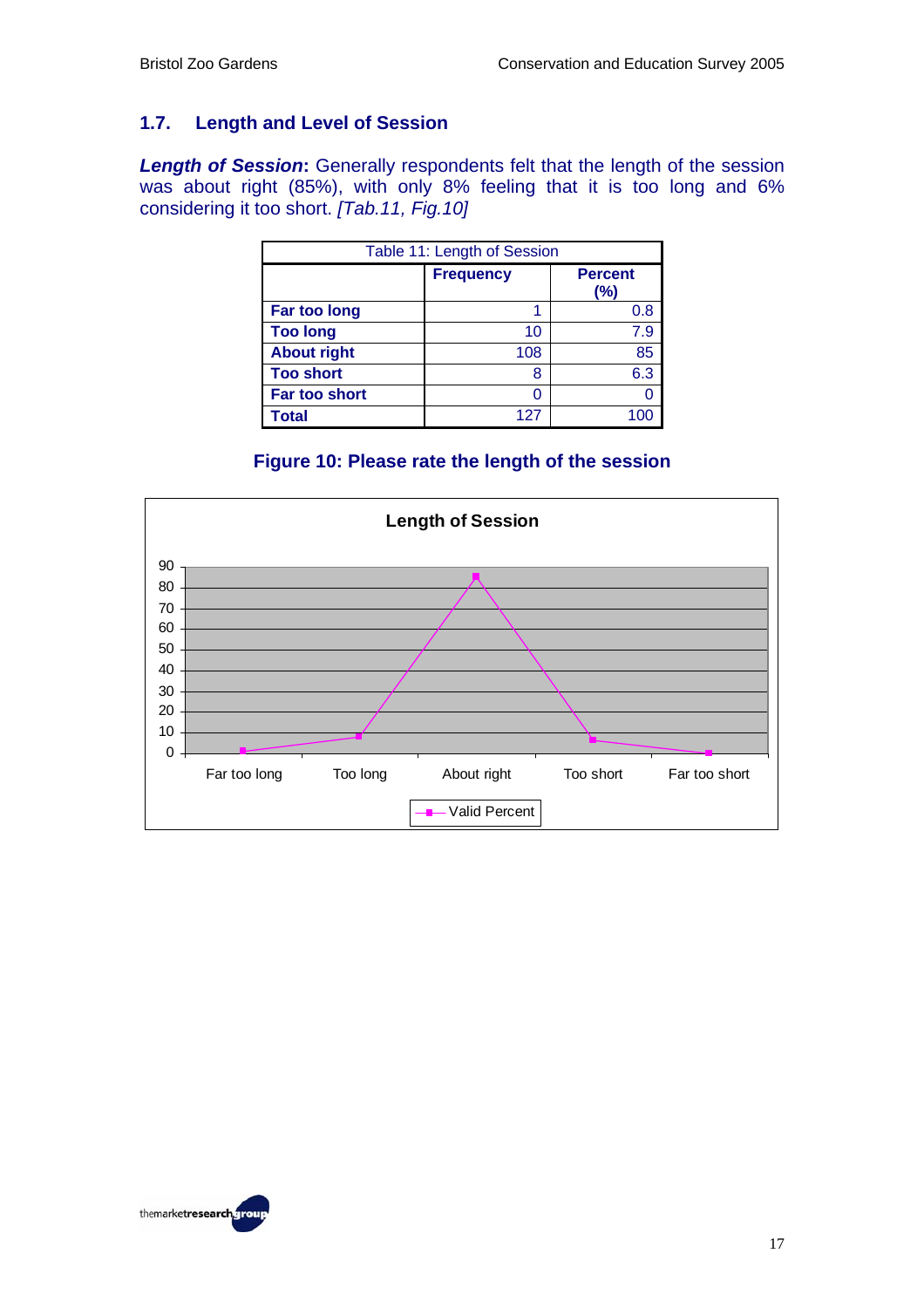## 1.7. Length and Level of Session

***Length of Session*:** Generally respondents felt that the length of the session was about right (85%), with only 8% feeling that it is too long and 6% considering it too short. *[Tab.11, Fig.10]*

| Table 11: Length of Session | | |
|---|---|---|
| | **Frequency** | **Percent (%)** |
| **Far too long** | 1 | 0.8 |
| **Too long** | 10 | 7.9 |
| **About right** | 108 | 85 |
| **Too short** | 8 | 6.3 |
| **Far too short** | 0 | 0 |
| **Total** | 127 | 100 |

**Figure 10: Please rate the length of the session**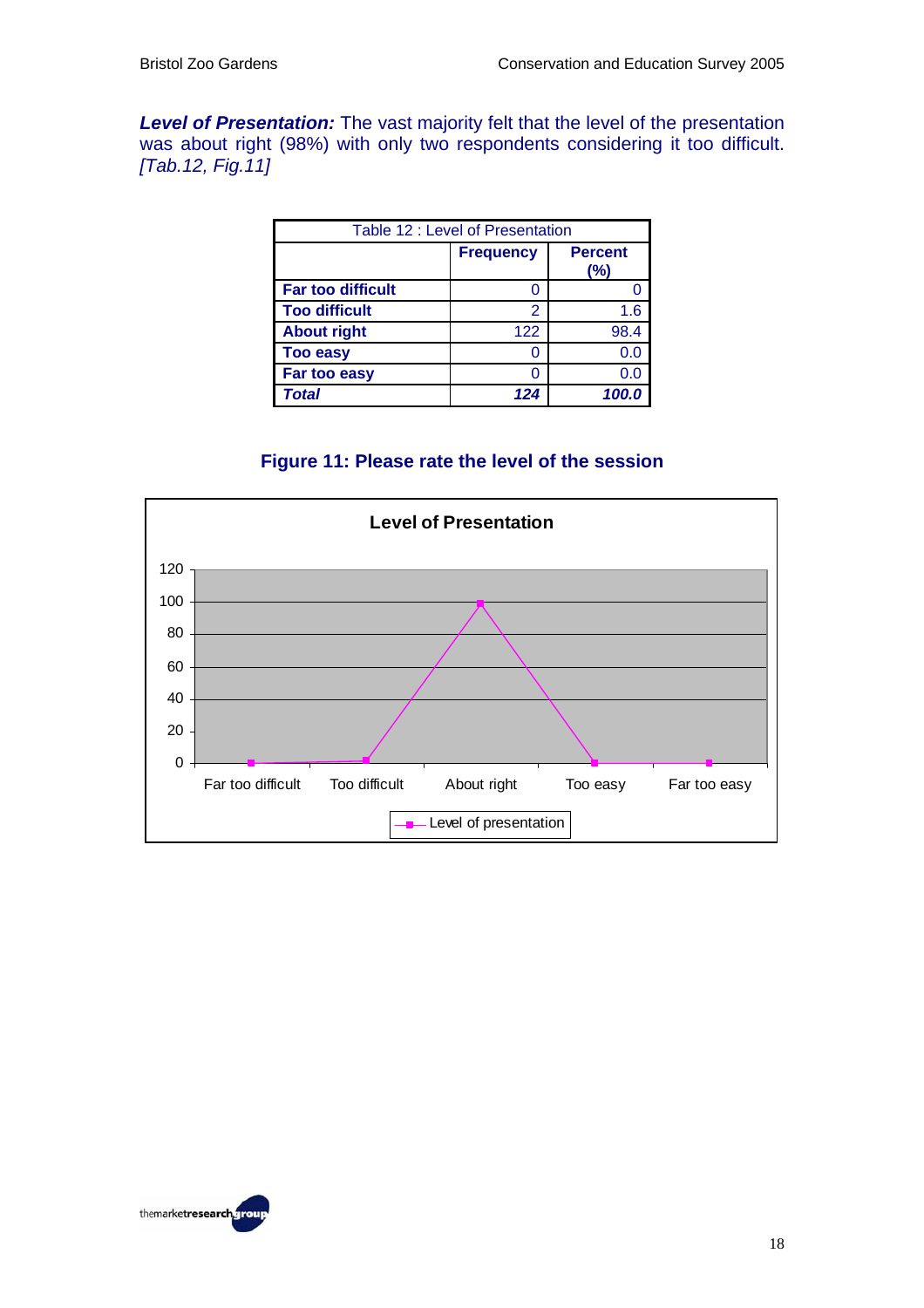***Level of Presentation:*** The vast majority felt that the level of the presentation was about right (98%) with only two respondents considering it too difficult. *[Tab.12, Fig.11]*

| Table 12 : Level of Presentation | | |
|---|---|---|
| | **Frequency** | **Percent (%)** |
| **Far too difficult** | 0 | 0 |
| **Too difficult** | 2 | 1.6 |
| **About right** | 122 | 98.4 |
| **Too easy** | 0 | 0.0 |
| **Far too easy** | 0 | 0.0 |
| ***Total*** | ***124*** | ***100.0*** |

**Figure 11: Please rate the level of the session**

**Level of Presentation**

| | Far too difficult | Too difficult | About right | Too easy | Far too easy |
|---|---|---|---|---|---|
| Level of presentation | 0 | 1.6 | 98.4 | 0 | 0 |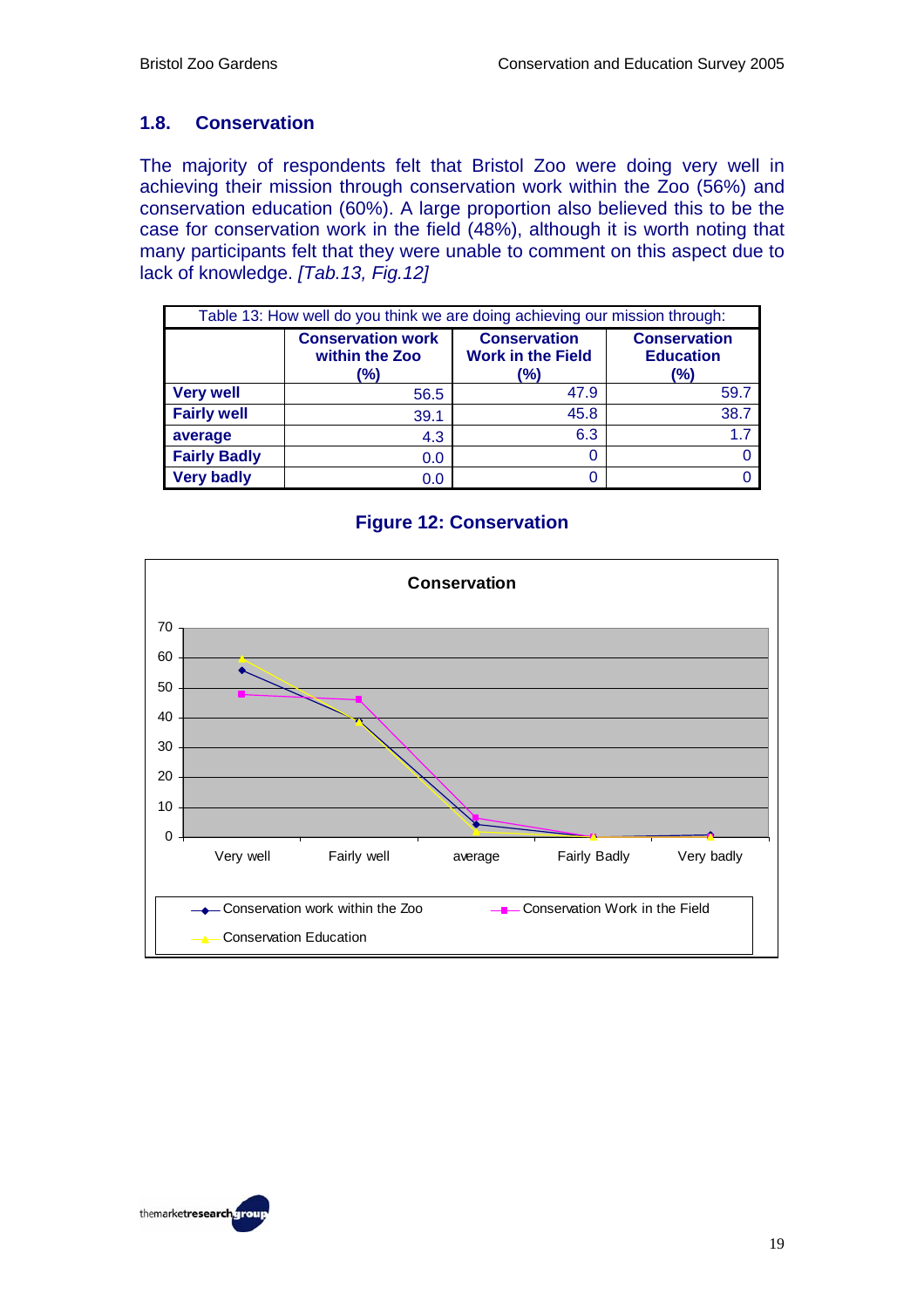## 1.8. Conservation

The majority of respondents felt that Bristol Zoo were doing very well in achieving their mission through conservation work within the Zoo (56%) and conservation education (60%). A large proportion also believed this to be the case for conservation work in the field (48%), although it is worth noting that many participants felt that they were unable to comment on this aspect due to lack of knowledge. *[Tab.13, Fig.12]*

Table 13: How well do you think we are doing achieving our mission through:

| | Conservation work within the Zoo (%) | Conservation Work in the Field (%) | Conservation Education (%) |
|---|---|---|---|
| **Very well** | 56.5 | 47.9 | 59.7 |
| **Fairly well** | 39.1 | 45.8 | 38.7 |
| **average** | 4.3 | 6.3 | 1.7 |
| **Fairly Badly** | 0.0 | 0 | 0 |
| **Very badly** | 0.0 | 0 | 0 |

**Figure 12: Conservation**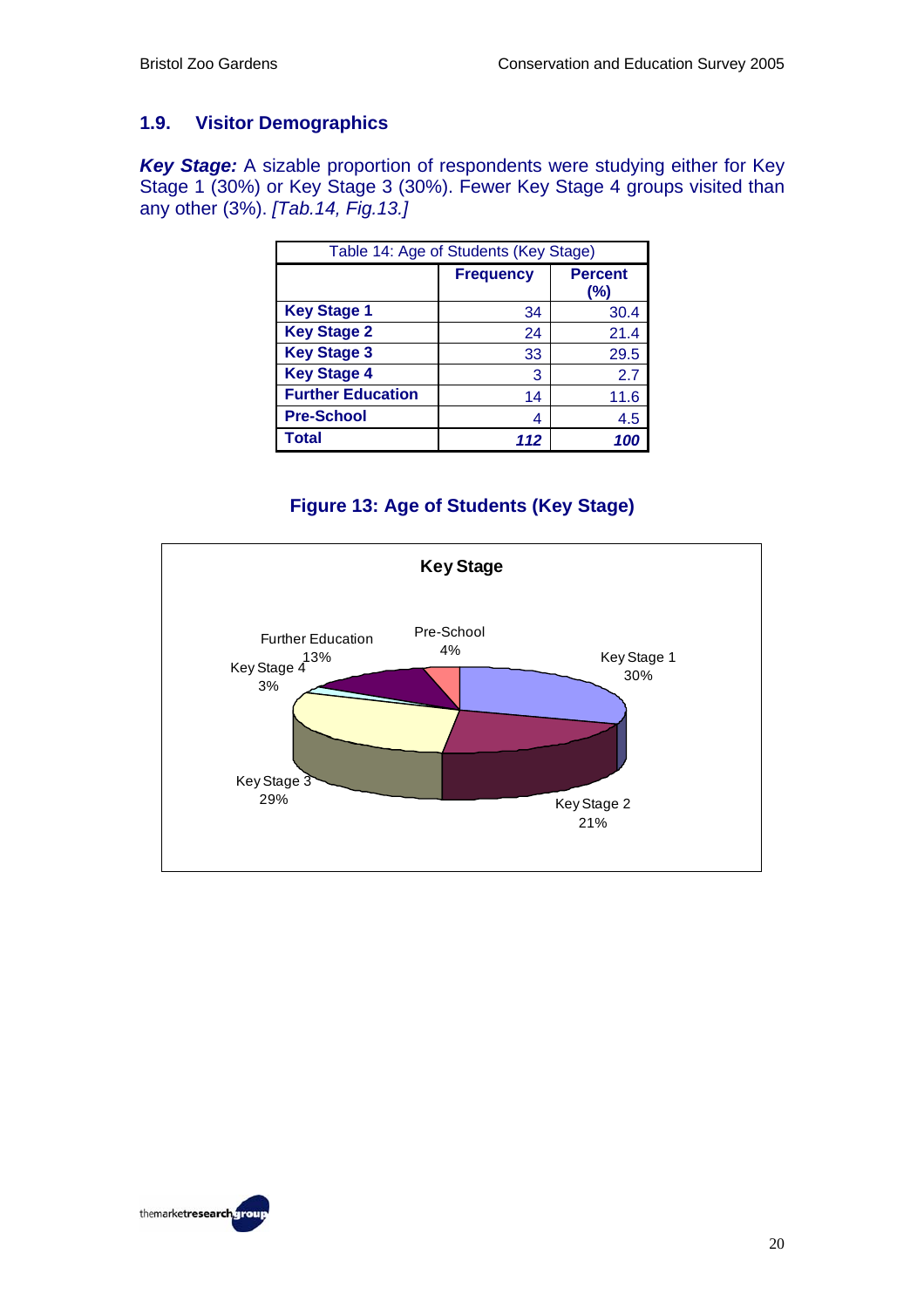## 1.9. Visitor Demographics

***Key Stage:*** A sizable proportion of respondents were studying either for Key Stage 1 (30%) or Key Stage 3 (30%). Fewer Key Stage 4 groups visited than any other (3%). *[Tab.14, Fig.13.]*

| Table 14: Age of Students (Key Stage) | | |
|---|---|---|
| | **Frequency** | **Percent (%)** |
| **Key Stage 1** | 34 | 30.4 |
| **Key Stage 2** | 24 | 21.4 |
| **Key Stage 3** | 33 | 29.5 |
| **Key Stage 4** | 3 | 2.7 |
| **Further Education** | 14 | 11.6 |
| **Pre-School** | 4 | 4.5 |
| **Total** | ***112*** | ***100*** |

**Figure 13: Age of Students (Key Stage)**

Key Stage

Key Stage 1 30%
Key Stage 2 21%
Key Stage 3 29%
Key Stage 4 3%
Further Education 13%
Pre-School 4%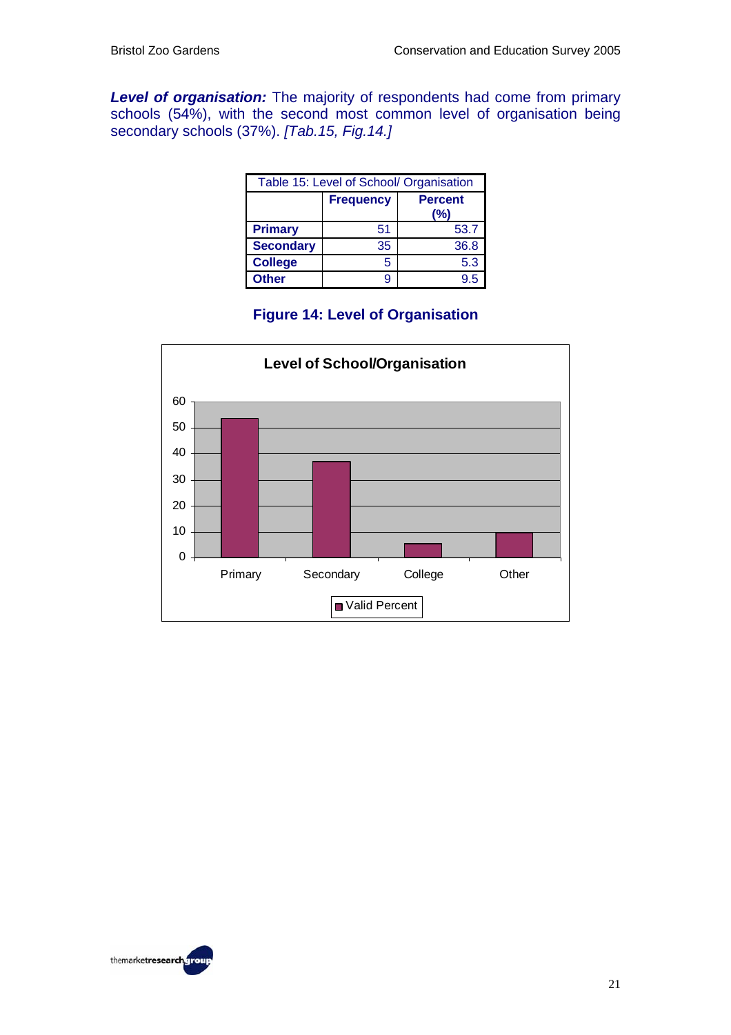***Level of organisation:*** The majority of respondents had come from primary schools (54%), with the second most common level of organisation being secondary schools (37%). *[Tab.15, Fig.14.]*

| Table 15: Level of School/ Organisation | | |
|---|---|---|
| | **Frequency** | **Percent (%)** |
| **Primary** | 51 | 53.7 |
| **Secondary** | 35 | 36.8 |
| **College** | 5 | 5.3 |
| **Other** | 9 | 9.5 |

**Figure 14: Level of Organisation**

**Level of School/Organisation**

| | Valid Percent |
|---|---|
| Primary | 53.7 |
| Secondary | 36.8 |
| College | 5.3 |
| Other | 9.5 |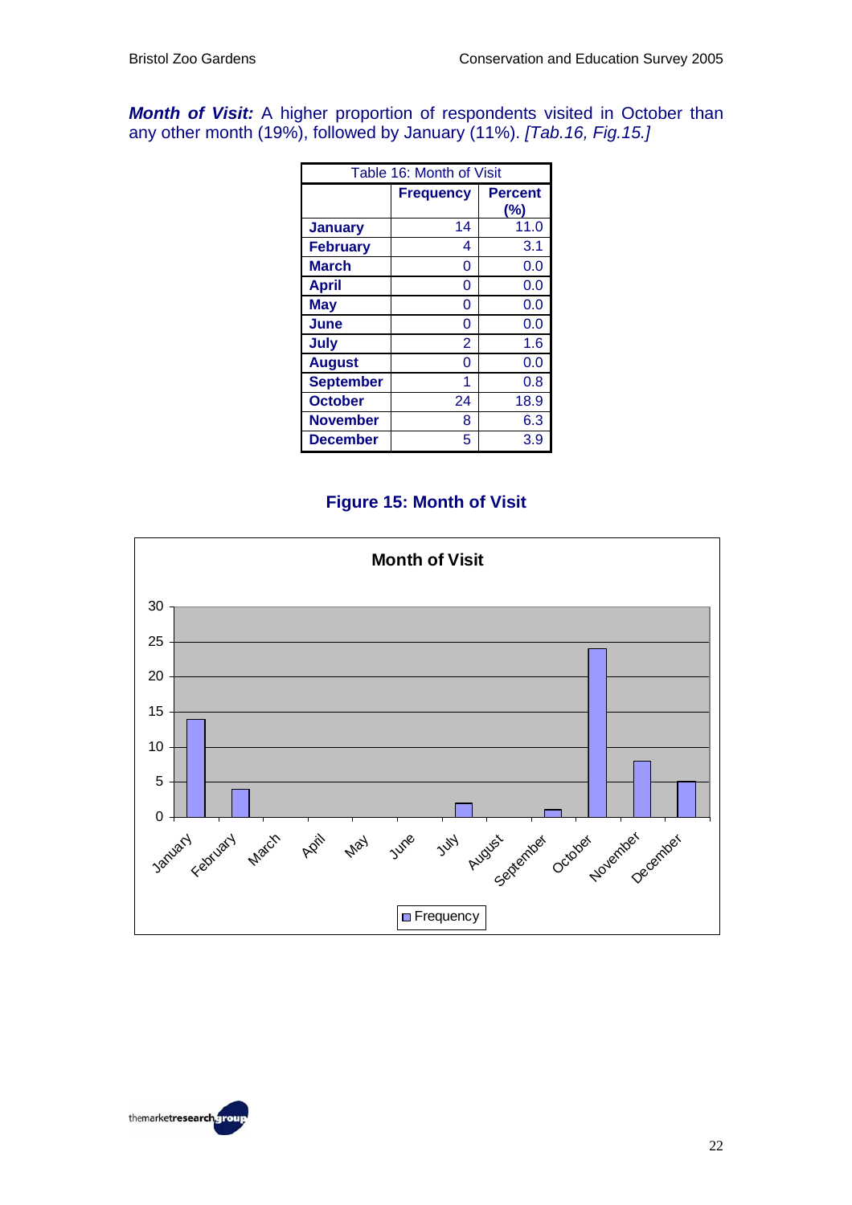***Month of Visit:*** A higher proportion of respondents visited in October than any other month (19%), followed by January (11%). *[Tab.16, Fig.15.]*

| Table 16: Month of Visit | | |
|---|---|---|
| | **Frequency** | **Percent (%)** |
| **January** | 14 | 11.0 |
| **February** | 4 | 3.1 |
| **March** | 0 | 0.0 |
| **April** | 0 | 0.0 |
| **May** | 0 | 0.0 |
| **June** | 0 | 0.0 |
| **July** | 2 | 1.6 |
| **August** | 0 | 0.0 |
| **September** | 1 | 0.8 |
| **October** | 24 | 18.9 |
| **November** | 8 | 6.3 |
| **December** | 5 | 3.9 |

**Figure 15: Month of Visit**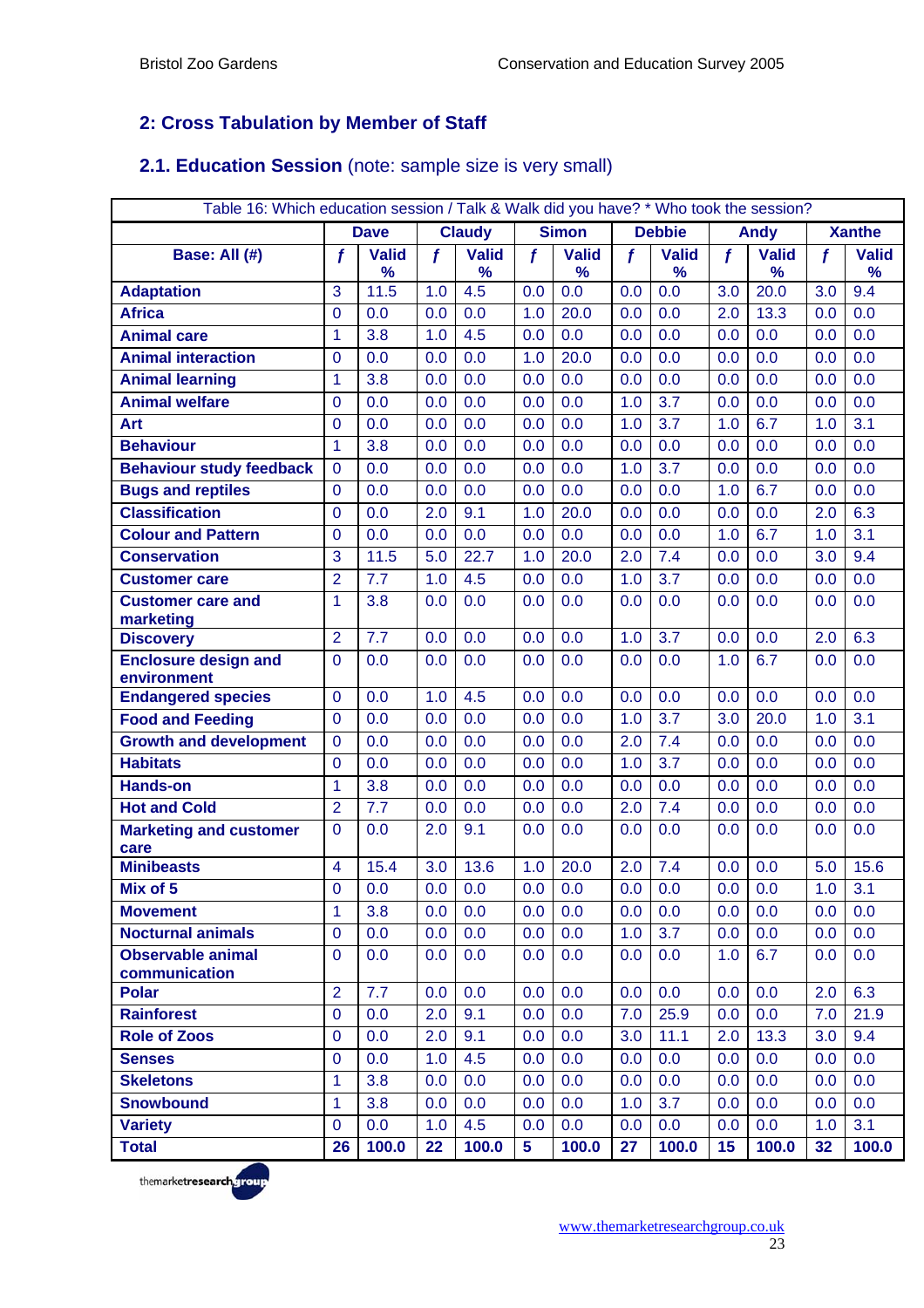## 2: Cross Tabulation by Member of Staff

### 2.1. Education Session (note: sample size is very small)

Table 16: Which education session / Talk & Walk did you have? * Who took the session?

| | Dave | | Claudy | | Simon | | Debbie | | Andy | | Xanthe | |
|---|---|---|---|---|---|---|---|---|---|---|---|---|
| **Base: All (#)** | *f* | **Valid %** | *f* | **Valid %** | *f* | **Valid %** | *f* | **Valid %** | *f* | **Valid %** | *f* | **Valid %** |
| **Adaptation** | 3 | 11.5 | 1.0 | 4.5 | 0.0 | 0.0 | 0.0 | 0.0 | 3.0 | 20.0 | 3.0 | 9.4 |
| **Africa** | 0 | 0.0 | 0.0 | 0.0 | 1.0 | 20.0 | 0.0 | 0.0 | 2.0 | 13.3 | 0.0 | 0.0 |
| **Animal care** | 1 | 3.8 | 1.0 | 4.5 | 0.0 | 0.0 | 0.0 | 0.0 | 0.0 | 0.0 | 0.0 | 0.0 |
| **Animal interaction** | 0 | 0.0 | 0.0 | 0.0 | 1.0 | 20.0 | 0.0 | 0.0 | 0.0 | 0.0 | 0.0 | 0.0 |
| **Animal learning** | 1 | 3.8 | 0.0 | 0.0 | 0.0 | 0.0 | 0.0 | 0.0 | 0.0 | 0.0 | 0.0 | 0.0 |
| **Animal welfare** | 0 | 0.0 | 0.0 | 0.0 | 0.0 | 0.0 | 1.0 | 3.7 | 0.0 | 0.0 | 0.0 | 0.0 |
| **Art** | 0 | 0.0 | 0.0 | 0.0 | 0.0 | 0.0 | 1.0 | 3.7 | 1.0 | 6.7 | 1.0 | 3.1 |
| **Behaviour** | 1 | 3.8 | 0.0 | 0.0 | 0.0 | 0.0 | 0.0 | 0.0 | 0.0 | 0.0 | 0.0 | 0.0 |
| **Behaviour study feedback** | 0 | 0.0 | 0.0 | 0.0 | 0.0 | 0.0 | 1.0 | 3.7 | 0.0 | 0.0 | 0.0 | 0.0 |
| **Bugs and reptiles** | 0 | 0.0 | 0.0 | 0.0 | 0.0 | 0.0 | 0.0 | 0.0 | 1.0 | 6.7 | 0.0 | 0.0 |
| **Classification** | 0 | 0.0 | 2.0 | 9.1 | 1.0 | 20.0 | 0.0 | 0.0 | 0.0 | 0.0 | 2.0 | 6.3 |
| **Colour and Pattern** | 0 | 0.0 | 0.0 | 0.0 | 0.0 | 0.0 | 0.0 | 0.0 | 1.0 | 6.7 | 1.0 | 3.1 |
| **Conservation** | 3 | 11.5 | 5.0 | 22.7 | 1.0 | 20.0 | 2.0 | 7.4 | 0.0 | 0.0 | 3.0 | 9.4 |
| **Customer care** | 2 | 7.7 | 1.0 | 4.5 | 0.0 | 0.0 | 1.0 | 3.7 | 0.0 | 0.0 | 0.0 | 0.0 |
| **Customer care and marketing** | 1 | 3.8 | 0.0 | 0.0 | 0.0 | 0.0 | 0.0 | 0.0 | 0.0 | 0.0 | 0.0 | 0.0 |
| **Discovery** | 2 | 7.7 | 0.0 | 0.0 | 0.0 | 0.0 | 1.0 | 3.7 | 0.0 | 0.0 | 2.0 | 6.3 |
| **Enclosure design and environment** | 0 | 0.0 | 0.0 | 0.0 | 0.0 | 0.0 | 0.0 | 0.0 | 1.0 | 6.7 | 0.0 | 0.0 |
| **Endangered species** | 0 | 0.0 | 1.0 | 4.5 | 0.0 | 0.0 | 0.0 | 0.0 | 0.0 | 0.0 | 0.0 | 0.0 |
| **Food and Feeding** | 0 | 0.0 | 0.0 | 0.0 | 0.0 | 0.0 | 1.0 | 3.7 | 3.0 | 20.0 | 1.0 | 3.1 |
| **Growth and development** | 0 | 0.0 | 0.0 | 0.0 | 0.0 | 0.0 | 2.0 | 7.4 | 0.0 | 0.0 | 0.0 | 0.0 |
| **Habitats** | 0 | 0.0 | 0.0 | 0.0 | 0.0 | 0.0 | 1.0 | 3.7 | 0.0 | 0.0 | 0.0 | 0.0 |
| **Hands-on** | 1 | 3.8 | 0.0 | 0.0 | 0.0 | 0.0 | 0.0 | 0.0 | 0.0 | 0.0 | 0.0 | 0.0 |
| **Hot and Cold** | 2 | 7.7 | 0.0 | 0.0 | 0.0 | 0.0 | 2.0 | 7.4 | 0.0 | 0.0 | 0.0 | 0.0 |
| **Marketing and customer care** | 0 | 0.0 | 2.0 | 9.1 | 0.0 | 0.0 | 0.0 | 0.0 | 0.0 | 0.0 | 0.0 | 0.0 |
| **Minibeasts** | 4 | 15.4 | 3.0 | 13.6 | 1.0 | 20.0 | 2.0 | 7.4 | 0.0 | 0.0 | 5.0 | 15.6 |
| **Mix of 5** | 0 | 0.0 | 0.0 | 0.0 | 0.0 | 0.0 | 0.0 | 0.0 | 0.0 | 0.0 | 1.0 | 3.1 |
| **Movement** | 1 | 3.8 | 0.0 | 0.0 | 0.0 | 0.0 | 0.0 | 0.0 | 0.0 | 0.0 | 0.0 | 0.0 |
| **Nocturnal animals** | 0 | 0.0 | 0.0 | 0.0 | 0.0 | 0.0 | 1.0 | 3.7 | 0.0 | 0.0 | 0.0 | 0.0 |
| **Observable animal communication** | 0 | 0.0 | 0.0 | 0.0 | 0.0 | 0.0 | 0.0 | 0.0 | 1.0 | 6.7 | 0.0 | 0.0 |
| **Polar** | 2 | 7.7 | 0.0 | 0.0 | 0.0 | 0.0 | 0.0 | 0.0 | 0.0 | 0.0 | 2.0 | 6.3 |
| **Rainforest** | 0 | 0.0 | 2.0 | 9.1 | 0.0 | 0.0 | 7.0 | 25.9 | 0.0 | 0.0 | 7.0 | 21.9 |
| **Role of Zoos** | 0 | 0.0 | 2.0 | 9.1 | 0.0 | 0.0 | 3.0 | 11.1 | 2.0 | 13.3 | 3.0 | 9.4 |
| **Senses** | 0 | 0.0 | 1.0 | 4.5 | 0.0 | 0.0 | 0.0 | 0.0 | 0.0 | 0.0 | 0.0 | 0.0 |
| **Skeletons** | 1 | 3.8 | 0.0 | 0.0 | 0.0 | 0.0 | 0.0 | 0.0 | 0.0 | 0.0 | 0.0 | 0.0 |
| **Snowbound** | 1 | 3.8 | 0.0 | 0.0 | 0.0 | 0.0 | 1.0 | 3.7 | 0.0 | 0.0 | 0.0 | 0.0 |
| **Variety** | 0 | 0.0 | 1.0 | 4.5 | 0.0 | 0.0 | 0.0 | 0.0 | 0.0 | 0.0 | 1.0 | 3.1 |
| **Total** | **26** | **100.0** | **22** | **100.0** | **5** | **100.0** | **27** | **100.0** | **15** | **100.0** | **32** | **100.0** |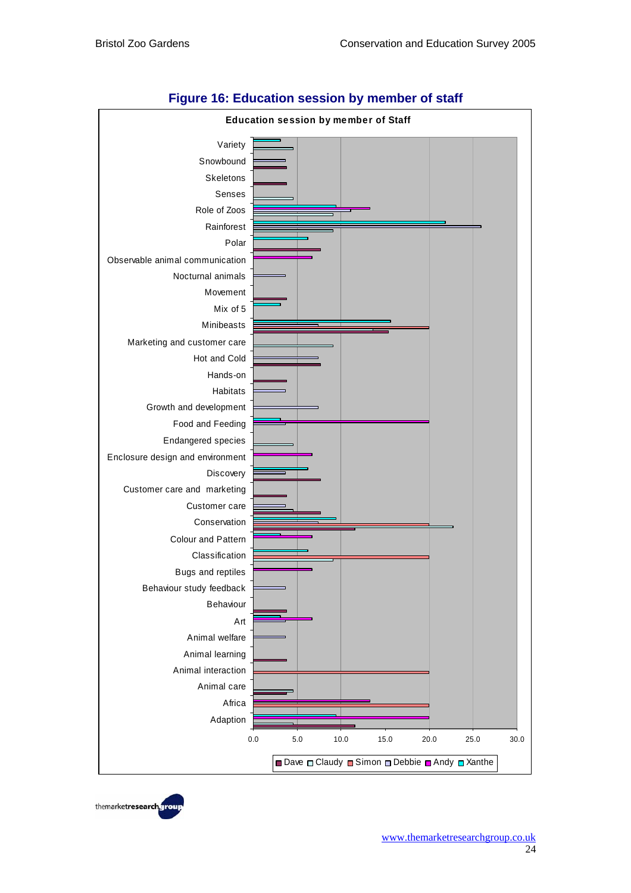## Figure 16: Education session by member of staff

**Education session by member of Staff**

Variety, Snowbound, Skeletons, Senses, Role of Zoos, Rainforest, Polar, Observable animal communication, Nocturnal animals, Movement, Mix of 5, Minibeasts, Marketing and customer care, Hot and Cold, Hands-on, Habitats, Growth and development, Food and Feeding, Endangered species, Enclosure design and environment, Discovery, Customer care and marketing, Customer care, Conservation, Colour and Pattern, Classification, Bugs and reptiles, Behaviour study feedback, Behaviour, Art, Animal welfare, Animal learning, Animal interaction, Animal care, Africa, Adaption

0.0 5.0 10.0 15.0 20.0 25.0 30.0

Dave, Claudy, Simon, Debbie, Andy, Xanthe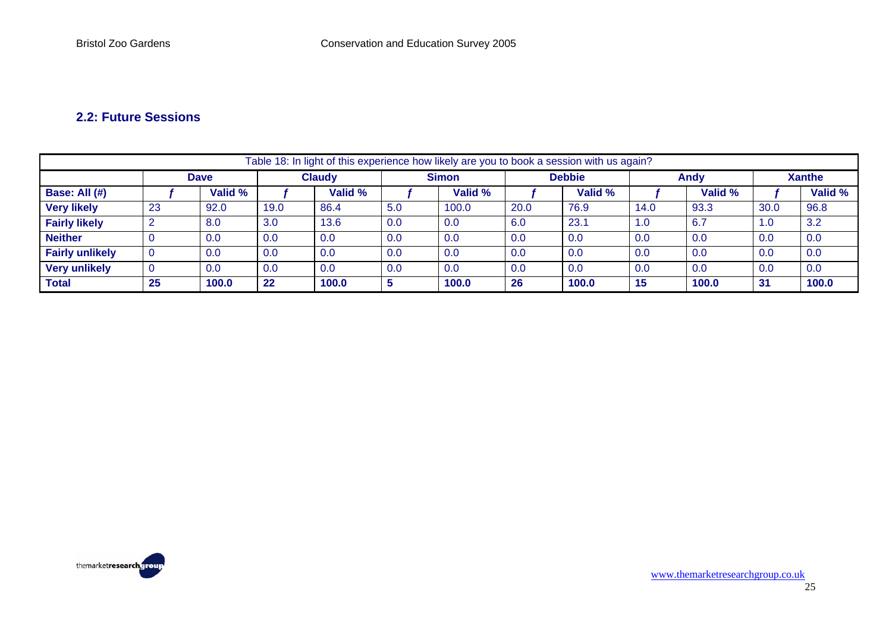## 2.2: Future Sessions

| Table 18: In light of this experience how likely are you to book a session with us again? | | | | | | | | | | | | |
|---|---|---|---|---|---|---|---|---|---|---|---|---|
| | **Dave** | | **Claudy** | | **Simon** | | **Debbie** | | **Andy** | | **Xanthe** | |
| **Base: All (#)** | ***f*** | **Valid %** | ***f*** | **Valid %** | ***f*** | **Valid %** | ***f*** | **Valid %** | ***f*** | **Valid %** | ***f*** | **Valid %** |
| **Very likely** | 23 | 92.0 | 19.0 | 86.4 | 5.0 | 100.0 | 20.0 | 76.9 | 14.0 | 93.3 | 30.0 | 96.8 |
| **Fairly likely** | 2 | 8.0 | 3.0 | 13.6 | 0.0 | 0.0 | 6.0 | 23.1 | 1.0 | 6.7 | 1.0 | 3.2 |
| **Neither** | 0 | 0.0 | 0.0 | 0.0 | 0.0 | 0.0 | 0.0 | 0.0 | 0.0 | 0.0 | 0.0 | 0.0 |
| **Fairly unlikely** | 0 | 0.0 | 0.0 | 0.0 | 0.0 | 0.0 | 0.0 | 0.0 | 0.0 | 0.0 | 0.0 | 0.0 |
| **Very unlikely** | 0 | 0.0 | 0.0 | 0.0 | 0.0 | 0.0 | 0.0 | 0.0 | 0.0 | 0.0 | 0.0 | 0.0 |
| **Total** | **25** | **100.0** | **22** | **100.0** | **5** | **100.0** | **26** | **100.0** | **15** | **100.0** | **31** | **100.0** |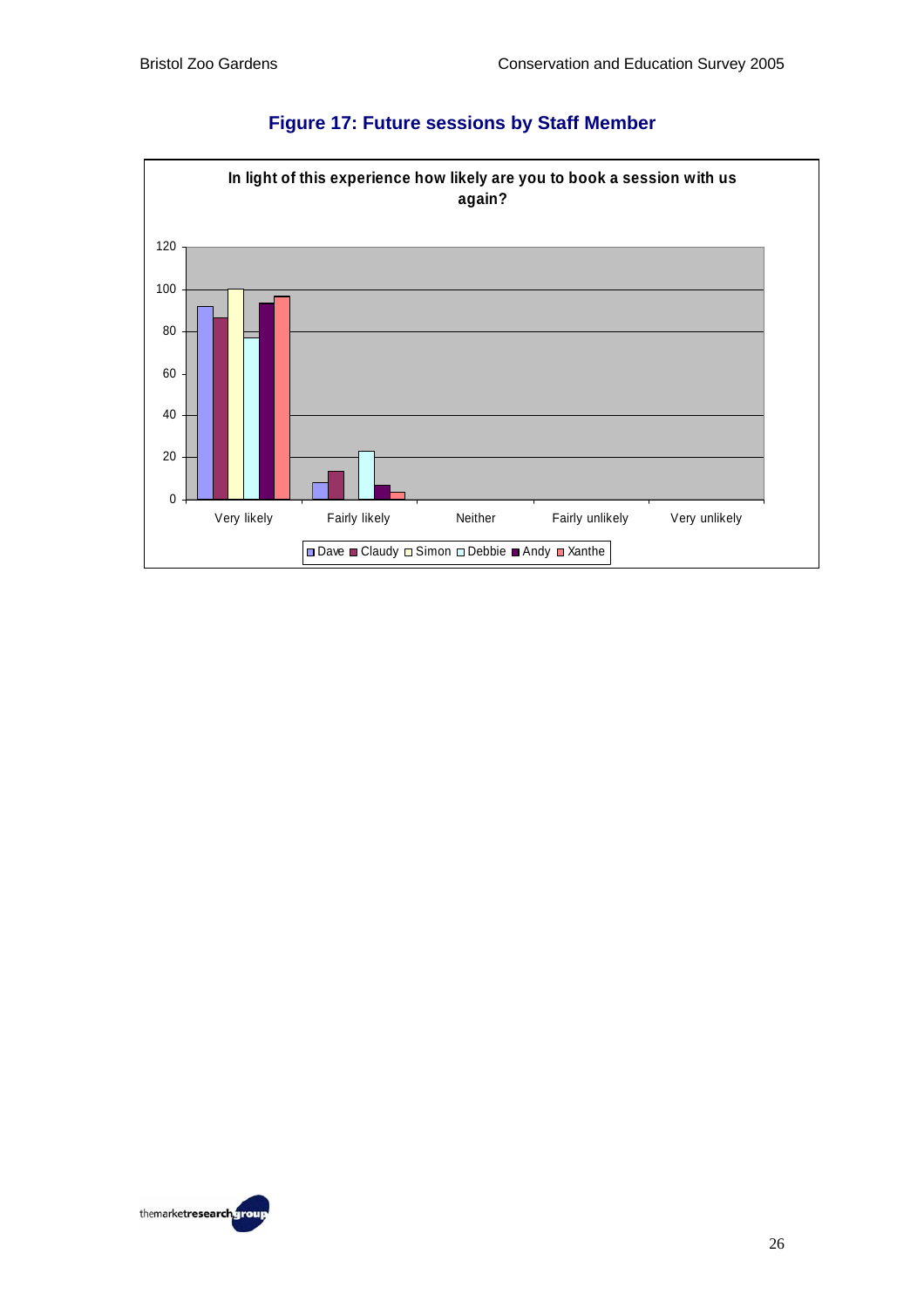### Figure 17: Future sessions by Staff Member

**In light of this experience how likely are you to book a session with us again?**

Y-axis: 0, 20, 40, 60, 80, 100, 120

X-axis categories: Very likely, Fairly likely, Neither, Fairly unlikely, Very unlikely

Legend: Dave, Claudy, Simon, Debbie, Andy, Xanthe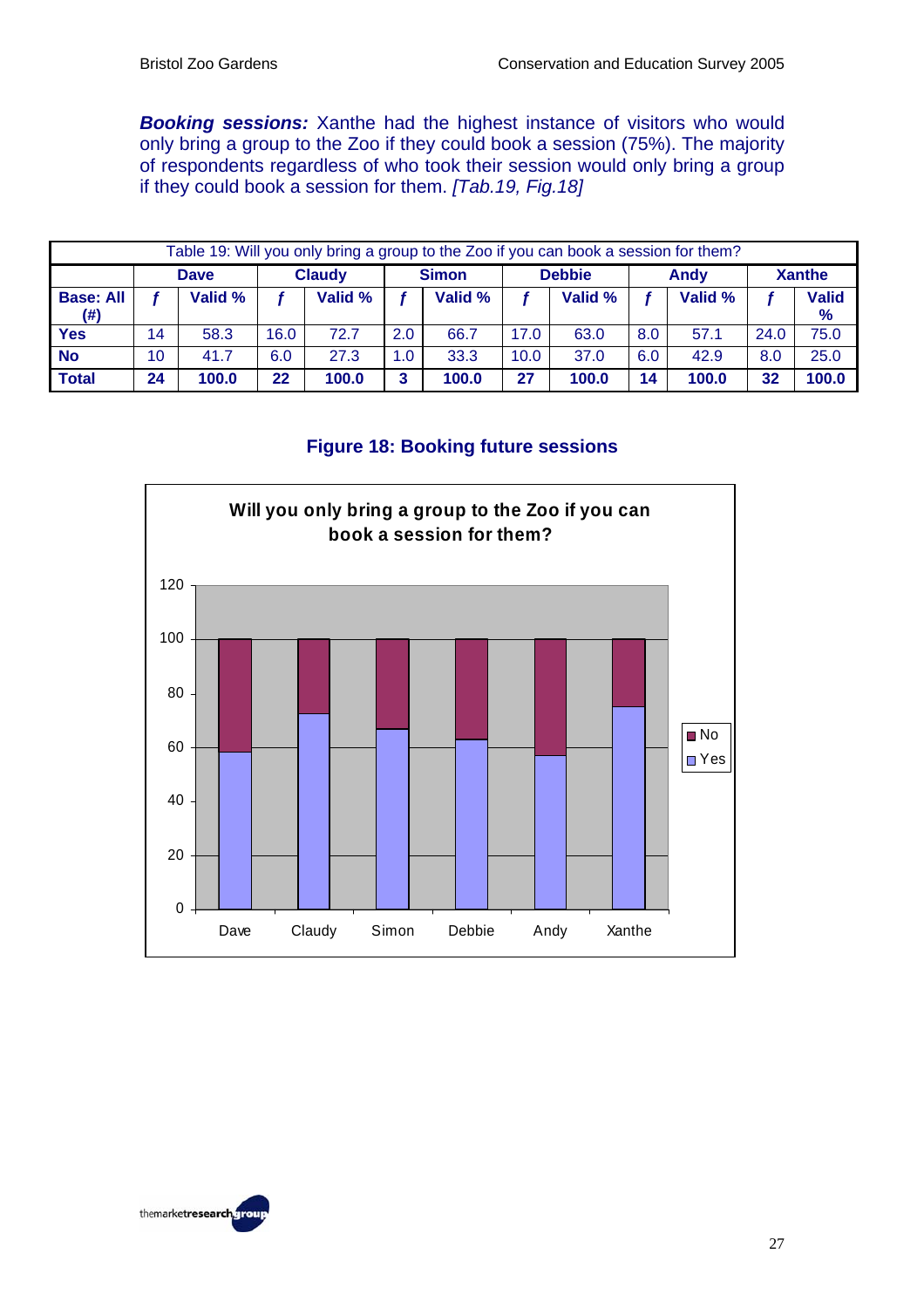***Booking sessions:*** Xanthe had the highest instance of visitors who would only bring a group to the Zoo if they could book a session (75%). The majority of respondents regardless of who took their session would only bring a group if they could book a session for them. *[Tab.19, Fig.18]*

| Table 19: Will you only bring a group to the Zoo if you can book a session for them? | | | | | | | | | | | | |
|---|---|---|---|---|---|---|---|---|---|---|---|---|
| | **Dave** | | **Claudy** | | **Simon** | | **Debbie** | | **Andy** | | **Xanthe** | |
| **Base: All (#)** | ***f*** | **Valid %** | ***f*** | **Valid %** | ***f*** | **Valid %** | ***f*** | **Valid %** | ***f*** | **Valid %** | ***f*** | **Valid %** |
| **Yes** | 14 | 58.3 | 16.0 | 72.7 | 2.0 | 66.7 | 17.0 | 63.0 | 8.0 | 57.1 | 24.0 | 75.0 |
| **No** | 10 | 41.7 | 6.0 | 27.3 | 1.0 | 33.3 | 10.0 | 37.0 | 6.0 | 42.9 | 8.0 | 25.0 |
| **Total** | **24** | **100.0** | **22** | **100.0** | **3** | **100.0** | **27** | **100.0** | **14** | **100.0** | **32** | **100.0** |

**Figure 18: Booking future sessions**

**Will you only bring a group to the Zoo if you can book a session for them?**

| | Dave | Claudy | Simon | Debbie | Andy | Xanthe |
|---|---|---|---|---|---|---|
| Yes | 58.3 | 72.7 | 66.7 | 63.0 | 57.1 | 75.0 |
| No | 41.7 | 27.3 | 33.3 | 37.0 | 42.9 | 25.0 |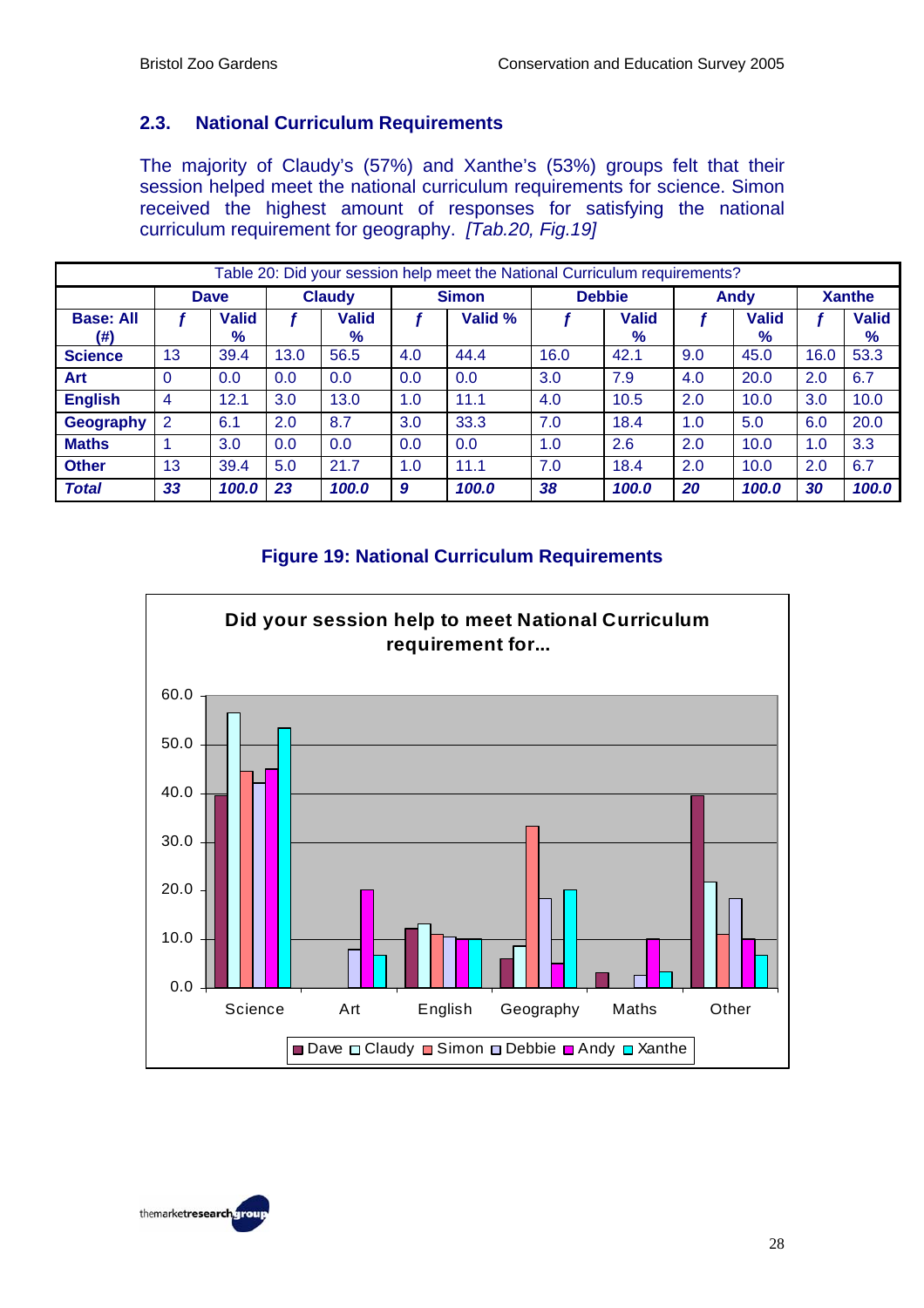## 2.3. National Curriculum Requirements

The majority of Claudy's (57%) and Xanthe's (53%) groups felt that their session helped meet the national curriculum requirements for science. Simon received the highest amount of responses for satisfying the national curriculum requirement for geography. *[Tab.20, Fig.19]*

| Table 20: Did your session help meet the National Curriculum requirements? | | | | | | | | | | | | |
|---|---|---|---|---|---|---|---|---|---|---|---|---|
| | **Dave** | | **Claudy** | | **Simon** | | **Debbie** | | **Andy** | | **Xanthe** | |
| **Base: All (#)** | ***f*** | **Valid %** | ***f*** | **Valid %** | ***f*** | **Valid %** | ***f*** | **Valid %** | ***f*** | **Valid %** | ***f*** | **Valid %** |
| **Science** | 13 | 39.4 | 13.0 | 56.5 | 4.0 | 44.4 | 16.0 | 42.1 | 9.0 | 45.0 | 16.0 | 53.3 |
| **Art** | 0 | 0.0 | 0.0 | 0.0 | 0.0 | 0.0 | 3.0 | 7.9 | 4.0 | 20.0 | 2.0 | 6.7 |
| **English** | 4 | 12.1 | 3.0 | 13.0 | 1.0 | 11.1 | 4.0 | 10.5 | 2.0 | 10.0 | 3.0 | 10.0 |
| **Geography** | 2 | 6.1 | 2.0 | 8.7 | 3.0 | 33.3 | 7.0 | 18.4 | 1.0 | 5.0 | 6.0 | 20.0 |
| **Maths** | 1 | 3.0 | 0.0 | 0.0 | 0.0 | 0.0 | 1.0 | 2.6 | 2.0 | 10.0 | 1.0 | 3.3 |
| **Other** | 13 | 39.4 | 5.0 | 21.7 | 1.0 | 11.1 | 7.0 | 18.4 | 2.0 | 10.0 | 2.0 | 6.7 |
| ***Total*** | ***33*** | ***100.0*** | ***23*** | ***100.0*** | ***9*** | ***100.0*** | ***38*** | ***100.0*** | ***20*** | ***100.0*** | ***30*** | ***100.0*** |

**Figure 19: National Curriculum Requirements**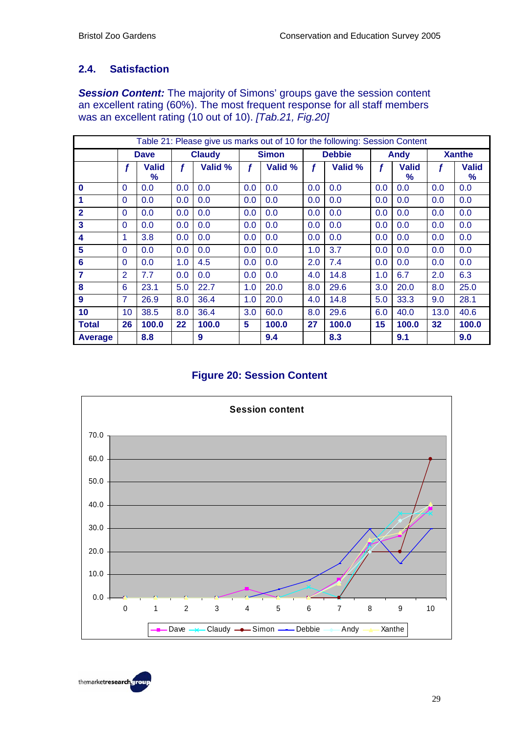## 2.4. Satisfaction

***Session Content:*** The majority of Simons' groups gave the session content an excellent rating (60%). The most frequent response for all staff members was an excellent rating (10 out of 10). *[Tab.21, Fig.20]*

| Table 21: Please give us marks out of 10 for the following: Session Content | | | | | | | | | | | | |
|---|---|---|---|---|---|---|---|---|---|---|---|---|
| | **Dave** | | **Claudy** | | **Simon** | | **Debbie** | | **Andy** | | **Xanthe** | |
| | ***f*** | **Valid %** | ***f*** | **Valid %** | ***f*** | **Valid %** | ***f*** | **Valid %** | ***f*** | **Valid %** | ***f*** | **Valid %** |
| **0** | 0 | 0.0 | 0.0 | 0.0 | 0.0 | 0.0 | 0.0 | 0.0 | 0.0 | 0.0 | 0.0 | 0.0 |
| **1** | 0 | 0.0 | 0.0 | 0.0 | 0.0 | 0.0 | 0.0 | 0.0 | 0.0 | 0.0 | 0.0 | 0.0 |
| **2** | 0 | 0.0 | 0.0 | 0.0 | 0.0 | 0.0 | 0.0 | 0.0 | 0.0 | 0.0 | 0.0 | 0.0 |
| **3** | 0 | 0.0 | 0.0 | 0.0 | 0.0 | 0.0 | 0.0 | 0.0 | 0.0 | 0.0 | 0.0 | 0.0 |
| **4** | 1 | 3.8 | 0.0 | 0.0 | 0.0 | 0.0 | 0.0 | 0.0 | 0.0 | 0.0 | 0.0 | 0.0 |
| **5** | 0 | 0.0 | 0.0 | 0.0 | 0.0 | 0.0 | 1.0 | 3.7 | 0.0 | 0.0 | 0.0 | 0.0 |
| **6** | 0 | 0.0 | 1.0 | 4.5 | 0.0 | 0.0 | 2.0 | 7.4 | 0.0 | 0.0 | 0.0 | 0.0 |
| **7** | 2 | 7.7 | 0.0 | 0.0 | 0.0 | 0.0 | 4.0 | 14.8 | 1.0 | 6.7 | 2.0 | 6.3 |
| **8** | 6 | 23.1 | 5.0 | 22.7 | 1.0 | 20.0 | 8.0 | 29.6 | 3.0 | 20.0 | 8.0 | 25.0 |
| **9** | 7 | 26.9 | 8.0 | 36.4 | 1.0 | 20.0 | 4.0 | 14.8 | 5.0 | 33.3 | 9.0 | 28.1 |
| **10** | 10 | 38.5 | 8.0 | 36.4 | 3.0 | 60.0 | 8.0 | 29.6 | 6.0 | 40.0 | 13.0 | 40.6 |
| **Total** | **26** | **100.0** | **22** | **100.0** | **5** | **100.0** | **27** | **100.0** | **15** | **100.0** | **32** | **100.0** |
| **Average** | | **8.8** | | **9** | | **9.4** | | **8.3** | | **9.1** | | **9.0** |

**Figure 20: Session Content**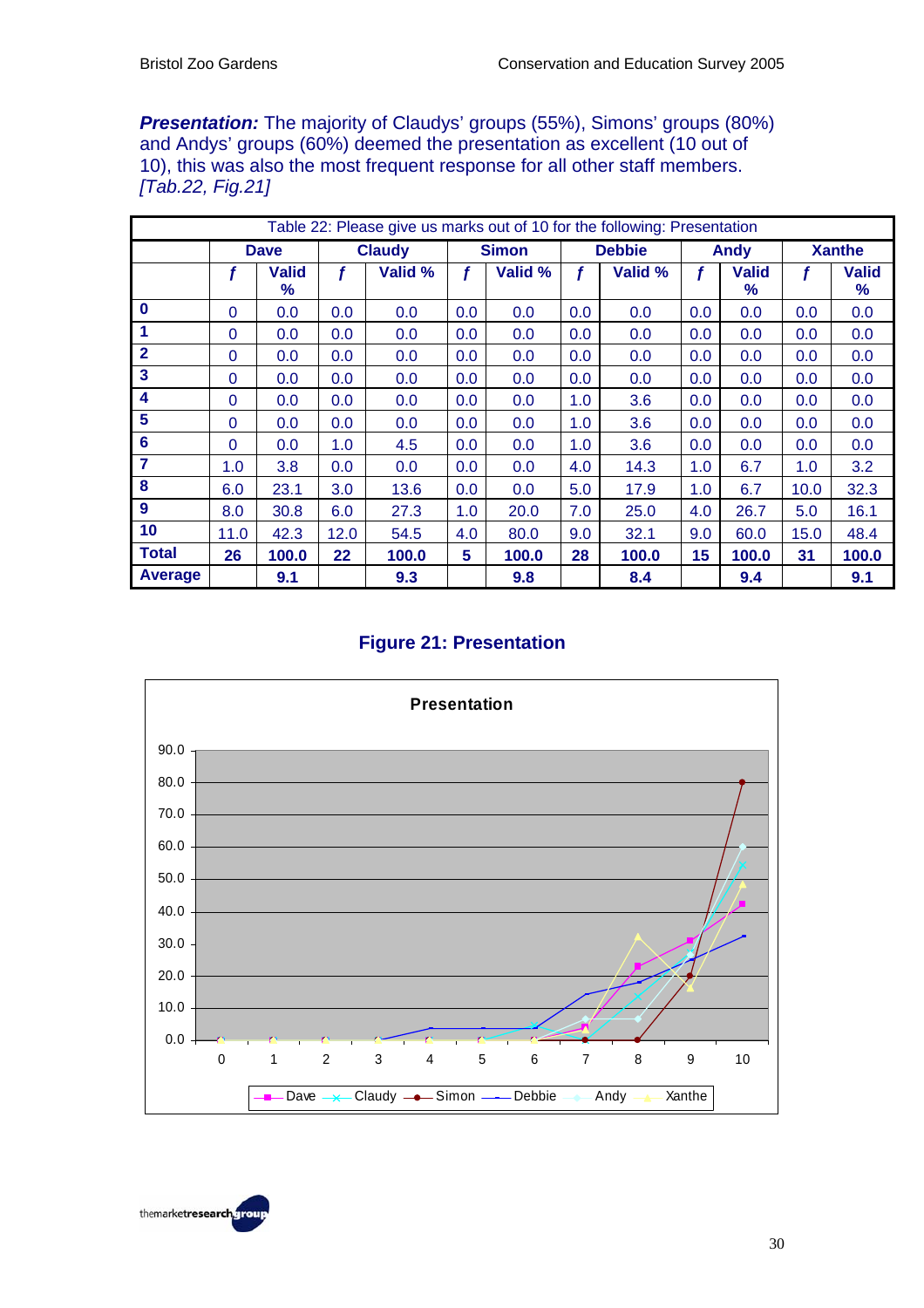***Presentation:*** The majority of Claudys' groups (55%), Simons' groups (80%) and Andys' groups (60%) deemed the presentation as excellent (10 out of 10), this was also the most frequent response for all other staff members. *[Tab.22, Fig.21]*

| Table 22: Please give us marks out of 10 for the following: Presentation | | | | | | | | | | | | |
|---|---|---|---|---|---|---|---|---|---|---|---|---|
| | **Dave** | | **Claudy** | | **Simon** | | **Debbie** | | **Andy** | | **Xanthe** | |
| | ***f*** | **Valid %** | ***f*** | **Valid %** | ***f*** | **Valid %** | ***f*** | **Valid %** | ***f*** | **Valid %** | ***f*** | **Valid %** |
| **0** | 0 | 0.0 | 0.0 | 0.0 | 0.0 | 0.0 | 0.0 | 0.0 | 0.0 | 0.0 | 0.0 | 0.0 |
| **1** | 0 | 0.0 | 0.0 | 0.0 | 0.0 | 0.0 | 0.0 | 0.0 | 0.0 | 0.0 | 0.0 | 0.0 |
| **2** | 0 | 0.0 | 0.0 | 0.0 | 0.0 | 0.0 | 0.0 | 0.0 | 0.0 | 0.0 | 0.0 | 0.0 |
| **3** | 0 | 0.0 | 0.0 | 0.0 | 0.0 | 0.0 | 0.0 | 0.0 | 0.0 | 0.0 | 0.0 | 0.0 |
| **4** | 0 | 0.0 | 0.0 | 0.0 | 0.0 | 0.0 | 1.0 | 3.6 | 0.0 | 0.0 | 0.0 | 0.0 |
| **5** | 0 | 0.0 | 0.0 | 0.0 | 0.0 | 0.0 | 1.0 | 3.6 | 0.0 | 0.0 | 0.0 | 0.0 |
| **6** | 0 | 0.0 | 1.0 | 4.5 | 0.0 | 0.0 | 1.0 | 3.6 | 0.0 | 0.0 | 0.0 | 0.0 |
| **7** | 1.0 | 3.8 | 0.0 | 0.0 | 0.0 | 0.0 | 4.0 | 14.3 | 1.0 | 6.7 | 1.0 | 3.2 |
| **8** | 6.0 | 23.1 | 3.0 | 13.6 | 0.0 | 0.0 | 5.0 | 17.9 | 1.0 | 6.7 | 10.0 | 32.3 |
| **9** | 8.0 | 30.8 | 6.0 | 27.3 | 1.0 | 20.0 | 7.0 | 25.0 | 4.0 | 26.7 | 5.0 | 16.1 |
| **10** | 11.0 | 42.3 | 12.0 | 54.5 | 4.0 | 80.0 | 9.0 | 32.1 | 9.0 | 60.0 | 15.0 | 48.4 |
| **Total** | **26** | **100.0** | **22** | **100.0** | **5** | **100.0** | **28** | **100.0** | **15** | **100.0** | **31** | **100.0** |
| **Average** | | **9.1** | | **9.3** | | **9.8** | | **8.4** | | **9.4** | | **9.1** |

**Figure 21: Presentation**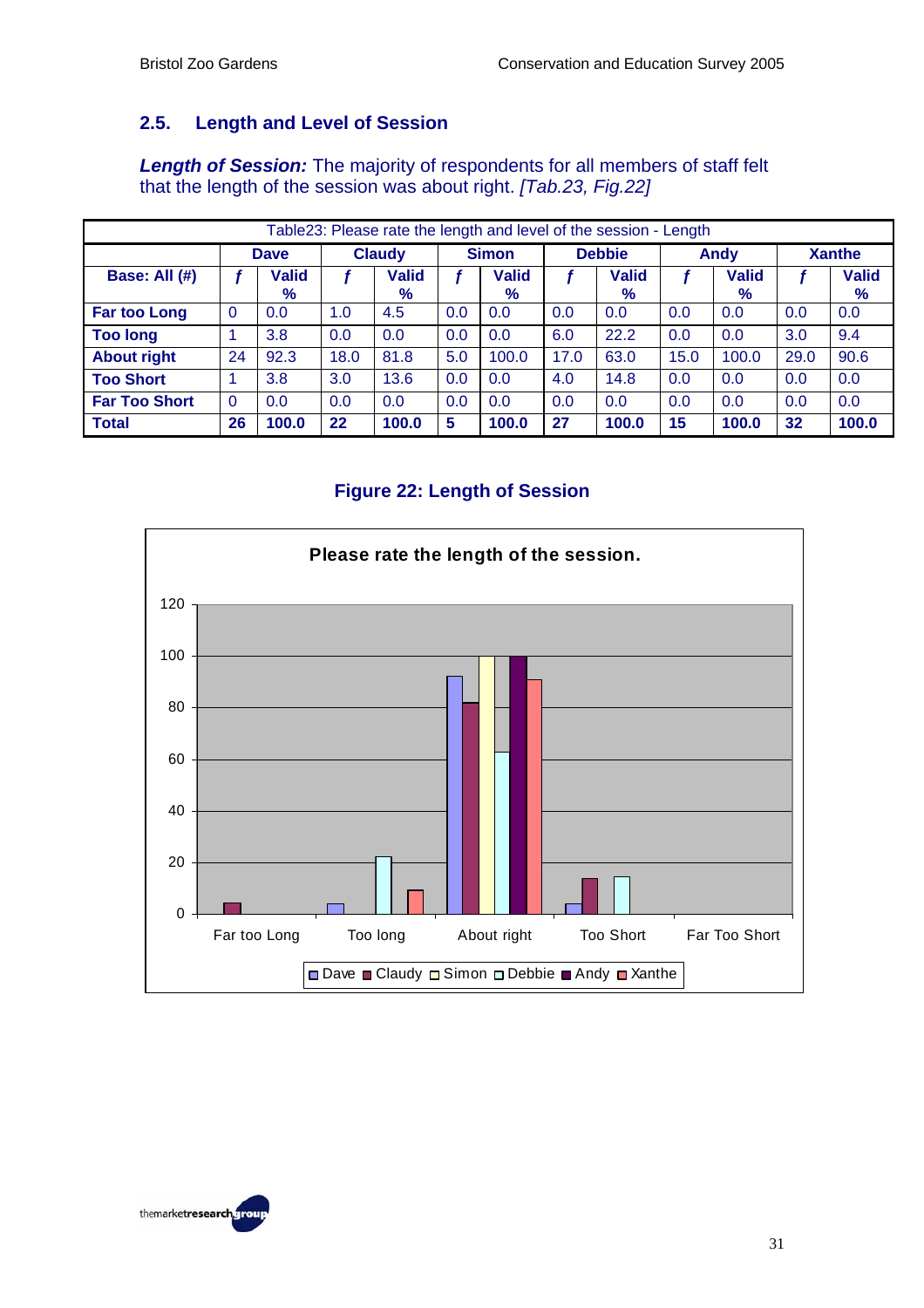## 2.5. Length and Level of Session

***Length of Session:*** The majority of respondents for all members of staff felt that the length of the session was about right. *[Tab.23, Fig.22]*

| Table23: Please rate the length and level of the session - Length | | | | | | | | | | | | |
|---|---|---|---|---|---|---|---|---|---|---|---|---|
| | **Dave** | | **Claudy** | | **Simon** | | **Debbie** | | **Andy** | | **Xanthe** | |
| **Base: All (#)** | ***f*** | **Valid %** | ***f*** | **Valid %** | ***f*** | **Valid %** | ***f*** | **Valid %** | ***f*** | **Valid %** | ***f*** | **Valid %** |
| **Far too Long** | 0 | 0.0 | 1.0 | 4.5 | 0.0 | 0.0 | 0.0 | 0.0 | 0.0 | 0.0 | 0.0 | 0.0 |
| **Too long** | 1 | 3.8 | 0.0 | 0.0 | 0.0 | 0.0 | 6.0 | 22.2 | 0.0 | 0.0 | 3.0 | 9.4 |
| **About right** | 24 | 92.3 | 18.0 | 81.8 | 5.0 | 100.0 | 17.0 | 63.0 | 15.0 | 100.0 | 29.0 | 90.6 |
| **Too Short** | 1 | 3.8 | 3.0 | 13.6 | 0.0 | 0.0 | 4.0 | 14.8 | 0.0 | 0.0 | 0.0 | 0.0 |
| **Far Too Short** | 0 | 0.0 | 0.0 | 0.0 | 0.0 | 0.0 | 0.0 | 0.0 | 0.0 | 0.0 | 0.0 | 0.0 |
| **Total** | **26** | **100.0** | **22** | **100.0** | **5** | **100.0** | **27** | **100.0** | **15** | **100.0** | **32** | **100.0** |

### Figure 22: Length of Session

**Please rate the length of the session.**

| | Dave | Claudy | Simon | Debbie | Andy | Xanthe |
|---|---|---|---|---|---|---|
| Far too Long | 0 | 4.5 | 0 | 0 | 0 | 0 |
| Too long | 3.8 | 0 | 0 | 22.2 | 0 | 9.4 |
| About right | 92.3 | 81.8 | 100 | 63.0 | 100 | 90.6 |
| Too Short | 3.8 | 13.6 | 0 | 14.8 | 0 | 0 |
| Far Too Short | 0 | 0 | 0 | 0 | 0 | 0 |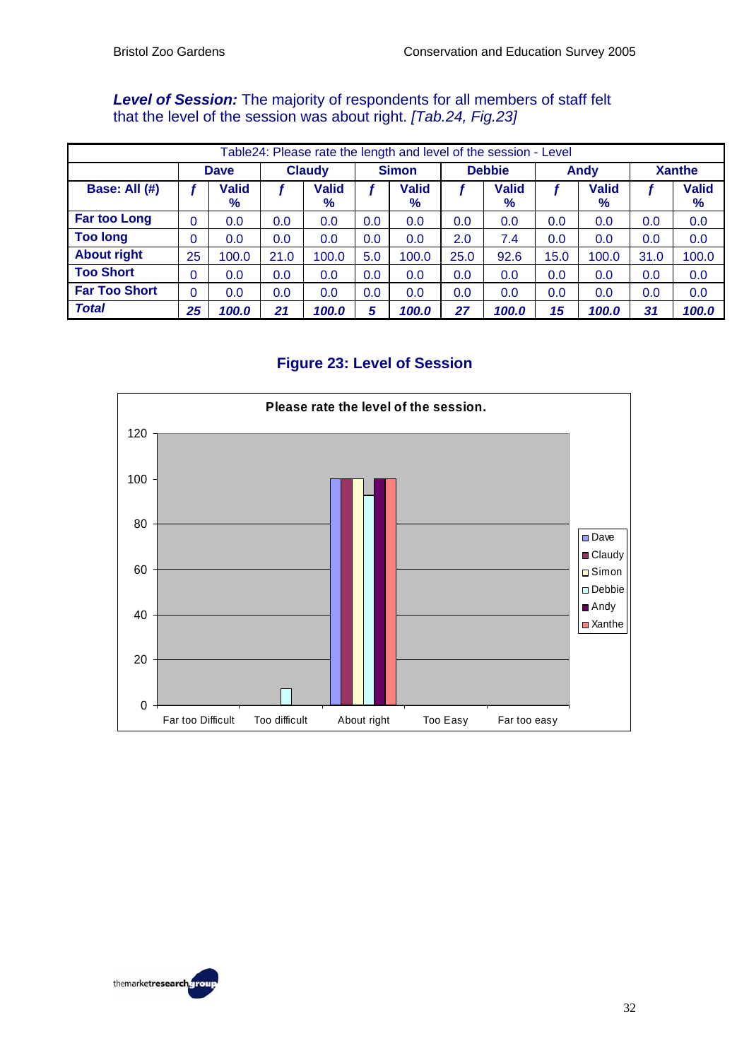***Level of Session:*** The majority of respondents for all members of staff felt that the level of the session was about right. *[Tab.24, Fig.23]*

| Table24: Please rate the length and level of the session - Level | | | | | | | | | | | | |
|---|---|---|---|---|---|---|---|---|---|---|---|---|
| | **Dave** | | **Claudy** | | **Simon** | | **Debbie** | | **Andy** | | **Xanthe** | |
| **Base: All (#)** | ***f*** | **Valid %** | ***f*** | **Valid %** | ***f*** | **Valid %** | ***f*** | **Valid %** | ***f*** | **Valid %** | ***f*** | **Valid %** |
| **Far too Long** | 0 | 0.0 | 0.0 | 0.0 | 0.0 | 0.0 | 0.0 | 0.0 | 0.0 | 0.0 | 0.0 | 0.0 |
| **Too long** | 0 | 0.0 | 0.0 | 0.0 | 0.0 | 0.0 | 2.0 | 7.4 | 0.0 | 0.0 | 0.0 | 0.0 |
| **About right** | 25 | 100.0 | 21.0 | 100.0 | 5.0 | 100.0 | 25.0 | 92.6 | 15.0 | 100.0 | 31.0 | 100.0 |
| **Too Short** | 0 | 0.0 | 0.0 | 0.0 | 0.0 | 0.0 | 0.0 | 0.0 | 0.0 | 0.0 | 0.0 | 0.0 |
| **Far Too Short** | 0 | 0.0 | 0.0 | 0.0 | 0.0 | 0.0 | 0.0 | 0.0 | 0.0 | 0.0 | 0.0 | 0.0 |
| ***Total*** | ***25*** | ***100.0*** | ***21*** | ***100.0*** | ***5*** | ***100.0*** | ***27*** | ***100.0*** | ***15*** | ***100.0*** | ***31*** | ***100.0*** |

## Figure 23: Level of Session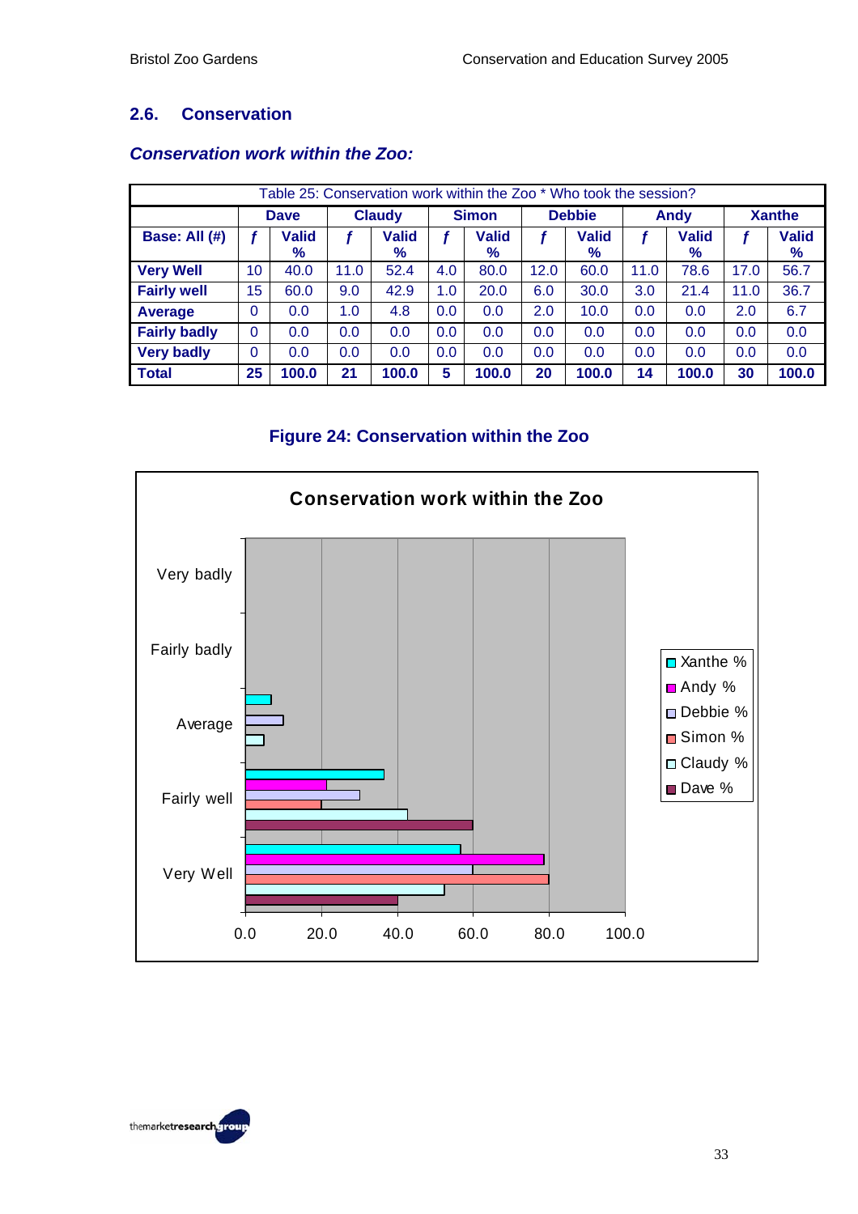## 2.6. Conservation

### *Conservation work within the Zoo:*

| Table 25: Conservation work within the Zoo * Who took the session? | | | | | | | | | | | | |
|---|---|---|---|---|---|---|---|---|---|---|---|---|
| | **Dave** | | **Claudy** | | **Simon** | | **Debbie** | | **Andy** | | **Xanthe** | |
| **Base: All (#)** | ***f*** | **Valid %** | ***f*** | **Valid %** | ***f*** | **Valid %** | ***f*** | **Valid %** | ***f*** | **Valid %** | ***f*** | **Valid %** |
| **Very Well** | 10 | 40.0 | 11.0 | 52.4 | 4.0 | 80.0 | 12.0 | 60.0 | 11.0 | 78.6 | 17.0 | 56.7 |
| **Fairly well** | 15 | 60.0 | 9.0 | 42.9 | 1.0 | 20.0 | 6.0 | 30.0 | 3.0 | 21.4 | 11.0 | 36.7 |
| **Average** | 0 | 0.0 | 1.0 | 4.8 | 0.0 | 0.0 | 2.0 | 10.0 | 0.0 | 0.0 | 2.0 | 6.7 |
| **Fairly badly** | 0 | 0.0 | 0.0 | 0.0 | 0.0 | 0.0 | 0.0 | 0.0 | 0.0 | 0.0 | 0.0 | 0.0 |
| **Very badly** | 0 | 0.0 | 0.0 | 0.0 | 0.0 | 0.0 | 0.0 | 0.0 | 0.0 | 0.0 | 0.0 | 0.0 |
| **Total** | **25** | **100.0** | **21** | **100.0** | **5** | **100.0** | **20** | **100.0** | **14** | **100.0** | **30** | **100.0** |

**Figure 24: Conservation within the Zoo**

**Conservation work within the Zoo**

| | Xanthe % | Andy % | Debbie % | Simon % | Claudy % | Dave % |
|---|---|---|---|---|---|---|
| Very badly | | | | | | |
| Fairly badly | | | | | | |
| Average | 6.7 | 0.0 | 10.0 | 0.0 | 4.8 | 0.0 |
| Fairly well | 36.7 | 21.4 | 30.0 | 20.0 | 42.9 | 60.0 |
| Very Well | 56.7 | 78.6 | 60.0 | 80.0 | 52.4 | 40.0 |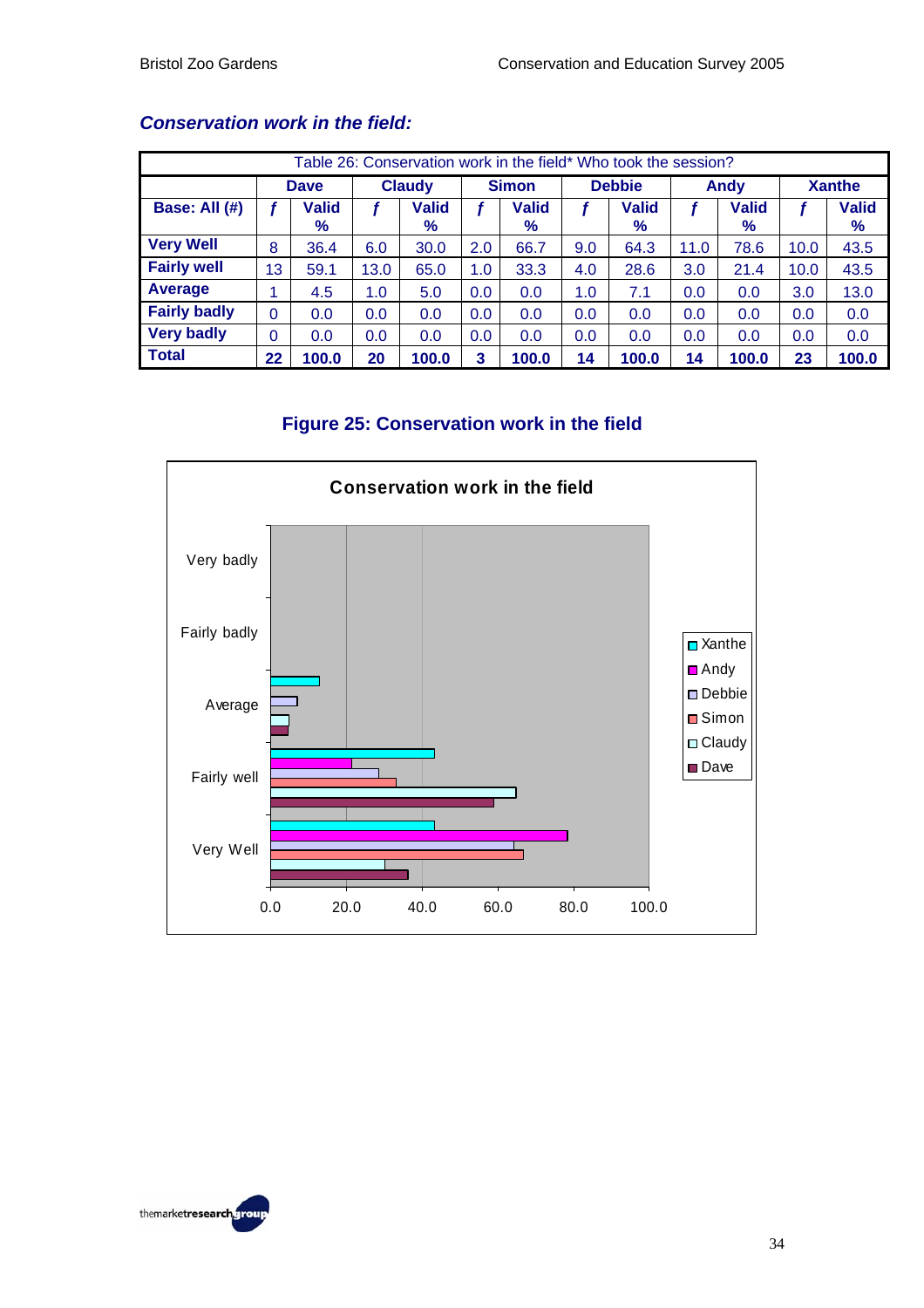### *Conservation work in the field:*

| Table 26: Conservation work in the field* Who took the session? | | | | | | | | | | | | |
|---|---|---|---|---|---|---|---|---|---|---|---|---|
| | **Dave** | | **Claudy** | | **Simon** | | **Debbie** | | **Andy** | | **Xanthe** | |
| **Base: All (#)** | ***f*** | **Valid %** | ***f*** | **Valid %** | ***f*** | **Valid %** | ***f*** | **Valid %** | ***f*** | **Valid %** | ***f*** | **Valid %** |
| **Very Well** | 8 | 36.4 | 6.0 | 30.0 | 2.0 | 66.7 | 9.0 | 64.3 | 11.0 | 78.6 | 10.0 | 43.5 |
| **Fairly well** | 13 | 59.1 | 13.0 | 65.0 | 1.0 | 33.3 | 4.0 | 28.6 | 3.0 | 21.4 | 10.0 | 43.5 |
| **Average** | 1 | 4.5 | 1.0 | 5.0 | 0.0 | 0.0 | 1.0 | 7.1 | 0.0 | 0.0 | 3.0 | 13.0 |
| **Fairly badly** | 0 | 0.0 | 0.0 | 0.0 | 0.0 | 0.0 | 0.0 | 0.0 | 0.0 | 0.0 | 0.0 | 0.0 |
| **Very badly** | 0 | 0.0 | 0.0 | 0.0 | 0.0 | 0.0 | 0.0 | 0.0 | 0.0 | 0.0 | 0.0 | 0.0 |
| **Total** | **22** | **100.0** | **20** | **100.0** | **3** | **100.0** | **14** | **100.0** | **14** | **100.0** | **23** | **100.0** |

### Figure 25: Conservation work in the field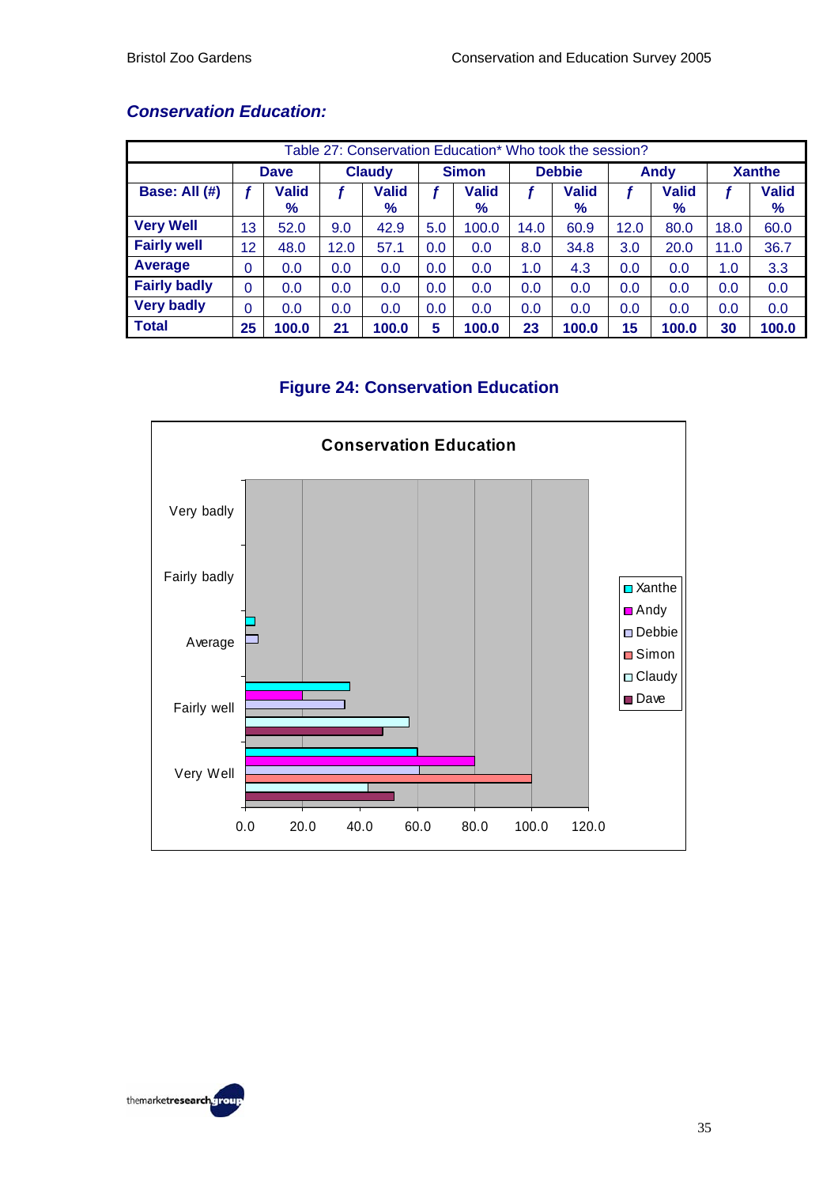### *Conservation Education:*

| Table 27: Conservation Education* Who took the session? | | | | | | | | | | | | |
|---|---|---|---|---|---|---|---|---|---|---|---|---|
| | Dave | | Claudy | | Simon | | Debbie | | Andy | | Xanthe | |
| **Base: All (#)** | *f* | **Valid %** | *f* | **Valid %** | *f* | **Valid %** | *f* | **Valid %** | *f* | **Valid %** | *f* | **Valid %** |
| **Very Well** | 13 | 52.0 | 9.0 | 42.9 | 5.0 | 100.0 | 14.0 | 60.9 | 12.0 | 80.0 | 18.0 | 60.0 |
| **Fairly well** | 12 | 48.0 | 12.0 | 57.1 | 0.0 | 0.0 | 8.0 | 34.8 | 3.0 | 20.0 | 11.0 | 36.7 |
| **Average** | 0 | 0.0 | 0.0 | 0.0 | 0.0 | 0.0 | 1.0 | 4.3 | 0.0 | 0.0 | 1.0 | 3.3 |
| **Fairly badly** | 0 | 0.0 | 0.0 | 0.0 | 0.0 | 0.0 | 0.0 | 0.0 | 0.0 | 0.0 | 0.0 | 0.0 |
| **Very badly** | 0 | 0.0 | 0.0 | 0.0 | 0.0 | 0.0 | 0.0 | 0.0 | 0.0 | 0.0 | 0.0 | 0.0 |
| **Total** | **25** | **100.0** | **21** | **100.0** | **5** | **100.0** | **23** | **100.0** | **15** | **100.0** | **30** | **100.0** |

### Figure 24: Conservation Education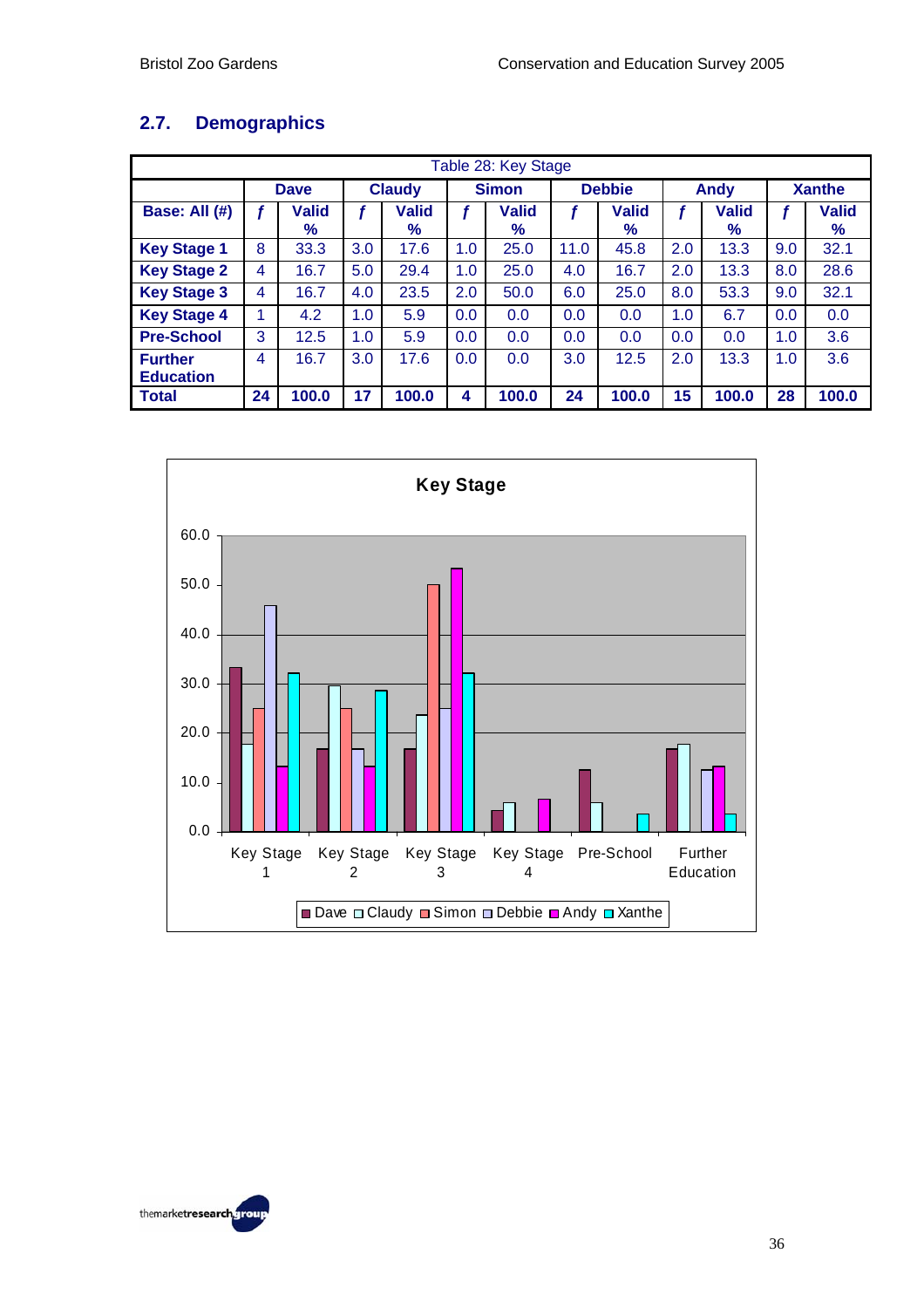## 2.7. Demographics

Table 28: Key Stage

| | Dave | | Claudy | | Simon | | Debbie | | Andy | | Xanthe | |
|---|---|---|---|---|---|---|---|---|---|---|---|---|
| **Base: All (#)** | ***f*** | **Valid %** | ***f*** | **Valid %** | ***f*** | **Valid %** | ***f*** | **Valid %** | ***f*** | **Valid %** | ***f*** | **Valid %** |
| **Key Stage 1** | 8 | 33.3 | 3.0 | 17.6 | 1.0 | 25.0 | 11.0 | 45.8 | 2.0 | 13.3 | 9.0 | 32.1 |
| **Key Stage 2** | 4 | 16.7 | 5.0 | 29.4 | 1.0 | 25.0 | 4.0 | 16.7 | 2.0 | 13.3 | 8.0 | 28.6 |
| **Key Stage 3** | 4 | 16.7 | 4.0 | 23.5 | 2.0 | 50.0 | 6.0 | 25.0 | 8.0 | 53.3 | 9.0 | 32.1 |
| **Key Stage 4** | 1 | 4.2 | 1.0 | 5.9 | 0.0 | 0.0 | 0.0 | 0.0 | 1.0 | 6.7 | 0.0 | 0.0 |
| **Pre-School** | 3 | 12.5 | 1.0 | 5.9 | 0.0 | 0.0 | 0.0 | 0.0 | 0.0 | 0.0 | 1.0 | 3.6 |
| **Further Education** | 4 | 16.7 | 3.0 | 17.6 | 0.0 | 0.0 | 3.0 | 12.5 | 2.0 | 13.3 | 1.0 | 3.6 |
| **Total** | **24** | **100.0** | **17** | **100.0** | **4** | **100.0** | **24** | **100.0** | **15** | **100.0** | **28** | **100.0** |

Key Stage

60.0
50.0
40.0
30.0
20.0
10.0
0.0

Key Stage 1
Key Stage 2
Key Stage 3
Key Stage 4
Pre-School
Further Education

Dave Claudy Simon Debbie Andy Xanthe